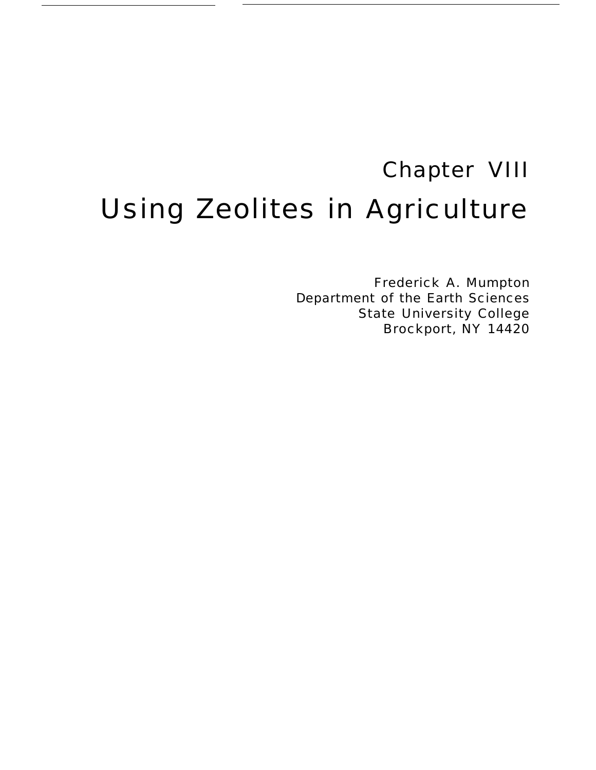# Chapter VIII

# Using Zeolites in Agriculture

Frederick A. Mumpton
Department of the Earth Sciences
State University College
Brockport, NY 14420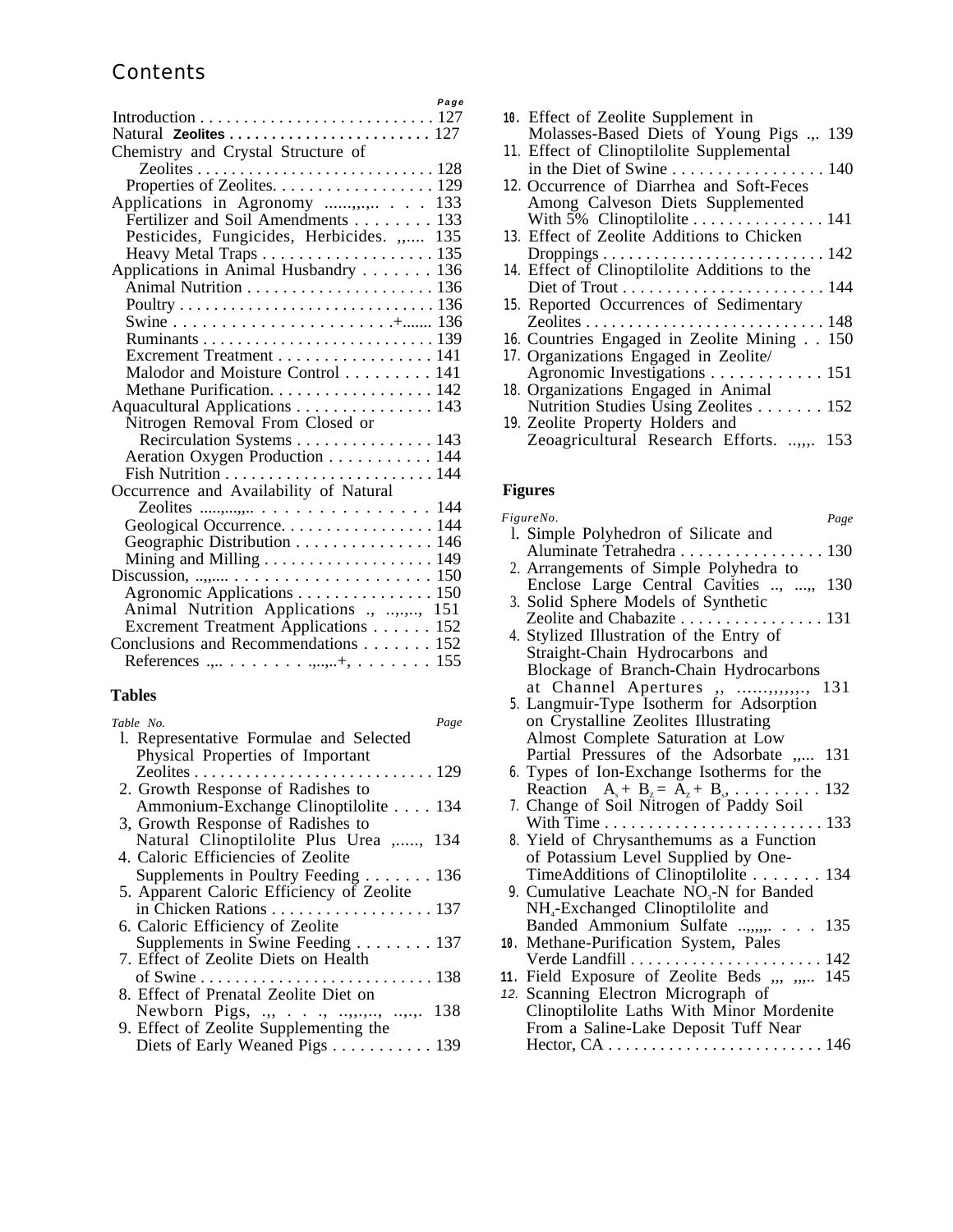# Contents

| | Page |
|---|---|
| Introduction | 127 |
| Natural Zeolites | 127 |
| Chemistry and Crystal Structure of Zeolites | 128 |
| Properties of Zeolites | 129 |
| Applications in Agronomy | 133 |
| Fertilizer and Soil Amendments | 133 |
| Pesticides, Fungicides, Herbicides. | 135 |
| Heavy Metal Traps | 135 |
| Applications in Animal Husbandry | 136 |
| Animal Nutrition | 136 |
| Poultry | 136 |
| Swine | 136 |
| Ruminants | 139 |
| Excrement Treatment | 141 |
| Malodor and Moisture Control | 141 |
| Methane Purification | 142 |
| Aquacultural Applications | 143 |
| Nitrogen Removal From Closed or Recirculation Systems | 143 |
| Aeration Oxygen Production | 144 |
| Fish Nutrition | 144 |
| Occurrence and Availability of Natural Zeolites | 144 |
| Geological Occurrence | 144 |
| Geographic Distribution | 146 |
| Mining and Milling | 149 |
| Discussion | 150 |
| Agronomic Applications | 150 |
| Animal Nutrition Applications | 151 |
| Excrement Treatment Applications | 152 |
| Conclusions and Recommendations | 152 |
| References | 155 |

## Tables

| Table No. | | Page |
|---|---|---|
| 1. | Representative Formulae and Selected Physical Properties of Important Zeolites | 129 |
| 2. | Growth Response of Radishes to Ammonium-Exchange Clinoptilolite | 134 |
| 3. | Growth Response of Radishes to Natural Clinoptilolite Plus Urea | 134 |
| 4. | Caloric Efficiencies of Zeolite Supplements in Poultry Feeding | 136 |
| 5. | Apparent Caloric Efficiency of Zeolite in Chicken Rations | 137 |
| 6. | Caloric Efficiency of Zeolite Supplements in Swine Feeding | 137 |
| 7. | Effect of Zeolite Diets on Health of Swine | 138 |
| 8. | Effect of Prenatal Zeolite Diet on Newborn Pigs | 138 |
| 9. | Effect of Zeolite Supplementing the Diets of Early Weaned Pigs | 139 |
| 10. | Effect of Zeolite Supplement in Molasses-Based Diets of Young Pigs | 139 |
| 11. | Effect of Clinoptilolite Supplemental in the Diet of Swine | 140 |
| 12. | Occurrence of Diarrhea and Soft-Feces Among Calveson Diets Supplemented With 5% Clinoptilolite | 141 |
| 13. | Effect of Zeolite Additions to Chicken Droppings | 142 |
| 14. | Effect of Clinoptilolite Additions to the Diet of Trout | 144 |
| 15. | Reported Occurrences of Sedimentary Zeolites | 148 |
| 16. | Countries Engaged in Zeolite Mining | 150 |
| 17. | Organizations Engaged in Zeolite/Agronomic Investigations | 151 |
| 18. | Organizations Engaged in Animal Nutrition Studies Using Zeolites | 152 |
| 19. | Zeolite Property Holders and Zeoagricultural Research Efforts. | 153 |

## Figures

| Figure No. | | Page |
|---|---|---|
| 1. | Simple Polyhedron of Silicate and Aluminate Tetrahedra | 130 |
| 2. | Arrangements of Simple Polyhedra to Enclose Large Central Cavities | 130 |
| 3. | Solid Sphere Models of Synthetic Zeolite and Chabazite | 131 |
| 4. | Stylized Illustration of the Entry of Straight-Chain Hydrocarbons and Blockage of Branch-Chain Hydrocarbons at Channel Apertures | 131 |
| 5. | Langmuir-Type Isotherm for Adsorption on Crystalline Zeolites Illustrating Almost Complete Saturation at Low Partial Pressures of the Adsorbate | 131 |
| 6. | Types of Ion-Exchange Isotherms for the Reaction $A_s + B_z = A_z + B_s$ | 132 |
| 7. | Change of Soil Nitrogen of Paddy Soil With Time | 133 |
| 8. | Yield of Chrysanthemums as a Function of Potassium Level Supplied by One-TimeAdditions of Clinoptilolite | 134 |
| 9. | Cumulative Leachate $NO_3$-N for Banded $NH_4$-Exchanged Clinoptilolite and Banded Ammonium Sulfate | 135 |
| 10. | Methane-Purification System, Pales Verde Landfill | 142 |
| 11. | Field Exposure of Zeolite Beds | 145 |
| 12. | Scanning Electron Micrograph of Clinoptilolite Laths With Minor Mordenite From a Saline-Lake Deposit Tuff Near Hector, CA | 146 |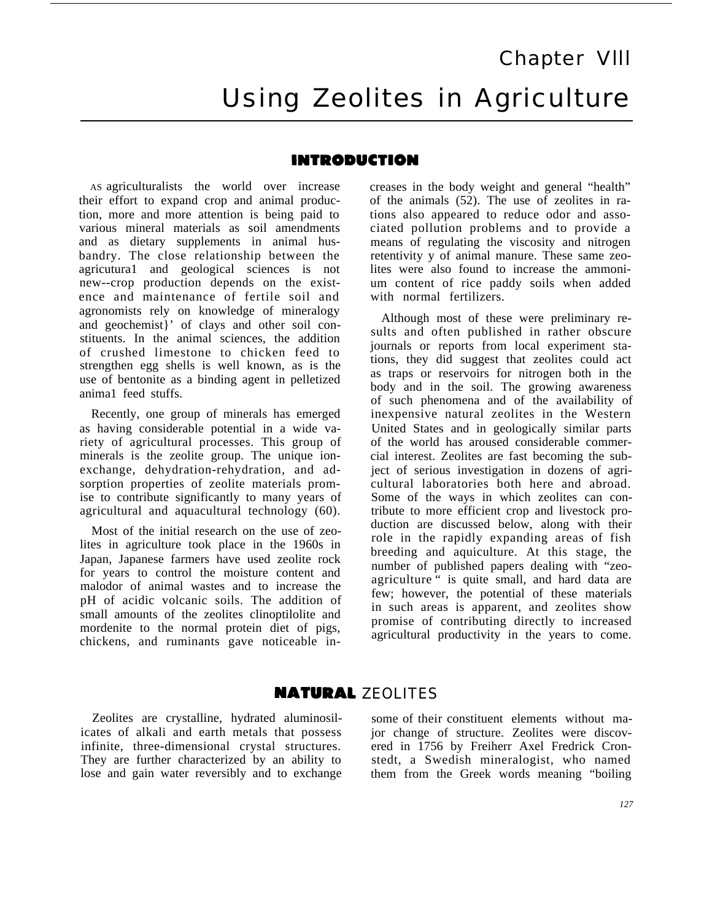# Chapter VIII

# Using Zeolites in Agriculture

## INTRODUCTION

AS agriculturalists the world over increase their effort to expand crop and animal production, more and more attention is being paid to various mineral materials as soil amendments and as dietary supplements in animal husbandry. The close relationship between the agricultura1 and geological sciences is not new--crop production depends on the existence and maintenance of fertile soil and agronomists rely on knowledge of mineralogy and geochemist}' of clays and other soil constituents. In the animal sciences, the addition of crushed limestone to chicken feed to strengthen egg shells is well known, as is the use of bentonite as a binding agent in pelletized anima1 feed stuffs.

Recently, one group of minerals has emerged as having considerable potential in a wide variety of agricultural processes. This group of minerals is the zeolite group. The unique ion-exchange, dehydration-rehydration, and adsorption properties of zeolite materials promise to contribute significantly to many years of agricultural and aquacultural technology (60).

Most of the initial research on the use of zeolites in agriculture took place in the 1960s in Japan, Japanese farmers have used zeolite rock for years to control the moisture content and malodor of animal wastes and to increase the pH of acidic volcanic soils. The addition of small amounts of the zeolites clinoptilolite and mordenite to the normal protein diet of pigs, chickens, and ruminants gave noticeable increases in the body weight and general "health" of the animals (52). The use of zeolites in rations also appeared to reduce odor and associated pollution problems and to provide a means of regulating the viscosity and nitrogen retentivity y of animal manure. These same zeolites were also found to increase the ammonium content of rice paddy soils when added with normal fertilizers.

Although most of these were preliminary results and often published in rather obscure journals or reports from local experiment stations, they did suggest that zeolites could act as traps or reservoirs for nitrogen both in the body and in the soil. The growing awareness of such phenomena and of the availability of inexpensive natural zeolites in the Western United States and in geologically similar parts of the world has aroused considerable commercial interest. Zeolites are fast becoming the subject of serious investigation in dozens of agricultural laboratories both here and abroad. Some of the ways in which zeolites can contribute to more efficient crop and livestock production are discussed below, along with their role in the rapidly expanding areas of fish breeding and aquiculture. At this stage, the number of published papers dealing with "zeo-agriculture " is quite small, and hard data are few; however, the potential of these materials in such areas is apparent, and zeolites show promise of contributing directly to increased agricultural productivity in the years to come.

## NATURAL ZEOLITES

Zeolites are crystalline, hydrated aluminosilicates of alkali and earth metals that possess infinite, three-dimensional crystal structures. They are further characterized by an ability to lose and gain water reversibly and to exchange some of their constituent elements without major change of structure. Zeolites were discovered in 1756 by Freiherr Axel Fredrick Cronstedt, a Swedish mineralogist, who named them from the Greek words meaning "boiling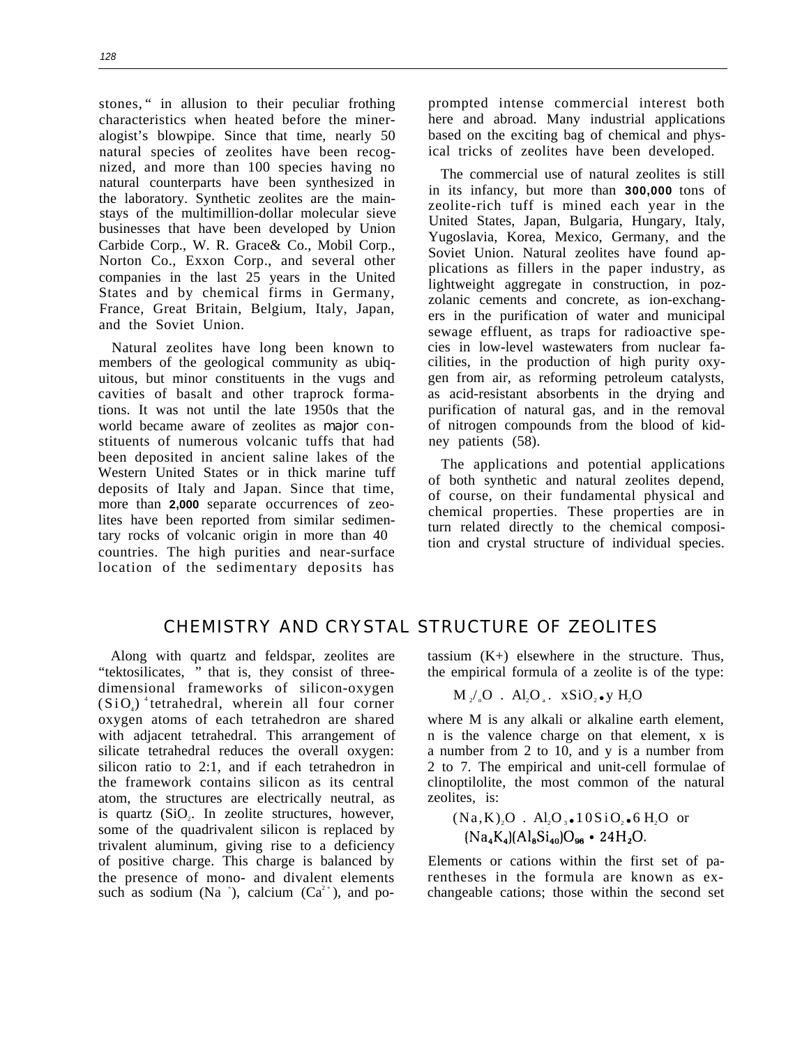stones," in allusion to their peculiar frothing characteristics when heated before the mineralogist's blowpipe. Since that time, nearly 50 natural species of zeolites have been recognized, and more than 100 species having no natural counterparts have been synthesized in the laboratory. Synthetic zeolites are the mainstays of the multimillion-dollar molecular sieve businesses that have been developed by Union Carbide Corp., W. R. Grace& Co., Mobil Corp., Norton Co., Exxon Corp., and several other companies in the last 25 years in the United States and by chemical firms in Germany, France, Great Britain, Belgium, Italy, Japan, and the Soviet Union.

Natural zeolites have long been known to members of the geological community as ubiquitous, but minor constituents in the vugs and cavities of basalt and other traprock formations. It was not until the late 1950s that the world became aware of zeolites as *major* constituents of numerous volcanic tuffs that had been deposited in ancient saline lakes of the Western United States or in thick marine tuff deposits of Italy and Japan. Since that time, more than **2,000** separate occurrences of zeolites have been reported from similar sedimentary rocks of volcanic origin in more than 40 countries. The high purities and near-surface location of the sedimentary deposits has prompted intense commercial interest both here and abroad. Many industrial applications based on the exciting bag of chemical and physical tricks of zeolites have been developed.

The commercial use of natural zeolites is still in its infancy, but more than **300,000** tons of zeolite-rich tuff is mined each year in the United States, Japan, Bulgaria, Hungary, Italy, Yugoslavia, Korea, Mexico, Germany, and the Soviet Union. Natural zeolites have found applications as fillers in the paper industry, as lightweight aggregate in construction, in pozzolanic cements and concrete, as ion-exchangers in the purification of water and municipal sewage effluent, as traps for radioactive species in low-level wastewaters from nuclear facilities, in the production of high purity oxygen from air, as reforming petroleum catalysts, as acid-resistant absorbents in the drying and purification of natural gas, and in the removal of nitrogen compounds from the blood of kidney patients (58).

The applications and potential applications of both synthetic and natural zeolites depend, of course, on their fundamental physical and chemical properties. These properties are in turn related directly to the chemical composition and crystal structure of individual species.

## CHEMISTRY AND CRYSTAL STRUCTURE OF ZEOLITES

Along with quartz and feldspar, zeolites are "tektosilicates, " that is, they consist of three-dimensional frameworks of silicon-oxygen $(SiO_4)^4$ tetrahedral, wherein all four corner oxygen atoms of each tetrahedron are shared with adjacent tetrahedral. This arrangement of silicate tetrahedral reduces the overall oxygen: silicon ratio to 2:1, and if each tetrahedron in the framework contains silicon as its central atom, the structures are electrically neutral, as is quartz ($SiO_2$. In zeolite structures, however, some of the quadrivalent silicon is replaced by trivalent aluminum, giving rise to a deficiency of positive charge. This charge is balanced by the presence of mono- and divalent elements such as sodium ($Na^+$), calcium ($Ca^{2+}$), and potassium (K+) elsewhere in the structure. Thus, the empirical formula of a zeolite is of the type:

$$M_{2/n}O \ . \ Al_2O_a \ . \ xSiO_2 \bullet y\ H_2O$$

where M is any alkali or alkaline earth element, n is the valence charge on that element, x is a number from 2 to 10, and y is a number from 2 to 7. The empirical and unit-cell formulae of clinoptilolite, the most common of the natural zeolites, is:

$$(Na,K)_2O \ . \ Al_2O_3 \bullet 10SiO_2 \bullet 6\ H_2O \ \text{ or }$$
$$(Na_4K_4)(Al_8Si_{40})O_{96} \bullet 24H_2O.$$

Elements or cations within the first set of parentheses in the formula are known as exchangeable cations; those within the second set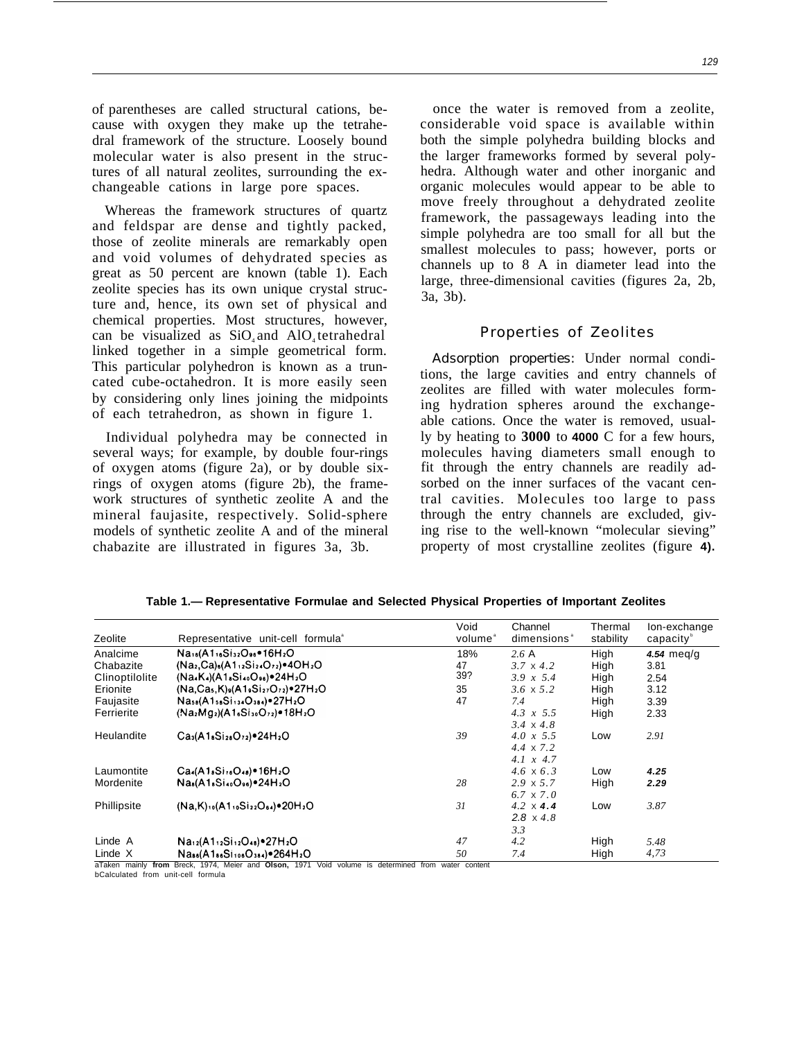of parentheses are called structural cations, because with oxygen they make up the tetrahedral framework of the structure. Loosely bound molecular water is also present in the structures of all natural zeolites, surrounding the exchangeable cations in large pore spaces.

Whereas the framework structures of quartz and feldspar are dense and tightly packed, those of zeolite minerals are remarkably open and void volumes of dehydrated species as great as 50 percent are known (table 1). Each zeolite species has its own unique crystal structure and, hence, its own set of physical and chemical properties. Most structures, however, can be visualized as $SiO_4$ and $AlO_4$ tetrahedral linked together in a simple geometrical form. This particular polyhedron is known as a truncated cube-octahedron. It is more easily seen by considering only lines joining the midpoints of each tetrahedron, as shown in figure 1.

Individual polyhedra may be connected in several ways; for example, by double four-rings of oxygen atoms (figure 2a), or by double six-rings of oxygen atoms (figure 2b), the framework structures of synthetic zeolite A and the mineral faujasite, respectively. Solid-sphere models of synthetic zeolite A and of the mineral chabazite are illustrated in figures 3a, 3b.

once the water is removed from a zeolite, considerable void space is available within both the simple polyhedra building blocks and the larger frameworks formed by several polyhedra. Although water and other inorganic and organic molecules would appear to be able to move freely throughout a dehydrated zeolite framework, the passageways leading into the simple polyhedra are too small for all but the smallest molecules to pass; however, ports or channels up to 8 A in diameter lead into the large, three-dimensional cavities (figures 2a, 2b, 3a, 3b).

## Properties of Zeolites

Adsorption properties: Under normal conditions, the large cavities and entry channels of zeolites are filled with water molecules forming hydration spheres around the exchangeable cations. Once the water is removed, usually by heating to **3000** to **4000** C for a few hours, molecules having diameters small enough to fit through the entry channels are readily adsorbed on the inner surfaces of the vacant central cavities. Molecules too large to pass through the entry channels are excluded, giving rise to the well-known "molecular sieving" property of most crystalline zeolites (figure **4).**

**Table 1.— Representative Formulae and Selected Physical Properties of Important Zeolites**

| Zeolite | Representative unit-cell formula[a] | Void volume[a] | Channel dimensions[a] | Thermal stability | Ion-exchange capacity[b] |
|---|---|---|---|---|---|
| Analcime | $Na_{16}(Al_{16}Si_{32}O_{96} \cdot 16H_2O$ | 18% | 2.6 A | High | **4.54** meq/g |
| Chabazite | $(Na_2,Ca)_6(Al_{12}Si_{24}O_{72}) \cdot 4OH_2O$ | 47 | 3.7 x 4.2 | High | 3.81 |
| Clinoptilolite | $(Na_4K_4)(Al_8Si_{40}O_{96}) \cdot 24H_2O$ | 39? | 3.9 x 5.4 | High | 2.54 |
| Erionite | $(Na,Ca_5,K)_9(Al_9Si_{27}O_{72}) \cdot 27H_2O$ | 35 | 3.6 x 5.2 | High | 3.12 |
| Faujasite | $Na_{58}(Al_{58}Si_{134}O_{384}) \cdot 27H_2O$ | 47 | 7.4 | High | 3.39 |
| Ferrierite | $(Na_2Mg_2)(Al_6Si_{30}O_{72}) \cdot 18H_2O$ | | 4.3 x 5.5<br>3.4 x 4.8 | High | 2.33 |
| Heulandite | $Ca_4(Al_8Si_{28}O_{72}) \cdot 24H_2O$ | 39 | 4.0 x 5.5<br>4.4 x 7.2<br>4.1 x 4.7 | Low | 2.91 |
| Laumontite | $Ca_4(Al_8Si_{16}O_{48}) \cdot 16H_2O$ | | 4.6 x 6.3 | Low | **4.25** |
| Mordenite | $Na_8(Al_8Si_{40}O_{96}) \cdot 24H_2O$ | 28 | 2.9 x 5.7<br>6.7 x 7.0 | High | **2.29** |
| Phillipsite | $(Na,K)_{10}(Al_{10}Si_{22}O_{64}) \cdot 20H_2O$ | 31 | 4.2 x **4.4**<br>2.8 x 4.8<br>3.3 | Low | 3.87 |
| Linde A | $Na_{12}(Al_{12}Si_{12}O_{48}) \cdot 27H_2O$ | 47 | 4.2 | High | 5.48 |
| Linde X | $Na_{86}(Al_{86}Si_{106}O_{384}) \cdot 264H_2O$ | 50 | 7.4 | High | 4,73 |

aTaken mainly **from** Breck, 1974, Meier and **Olson,** 1971 Void volume is determined from water content
bCalculated from unit-cell formula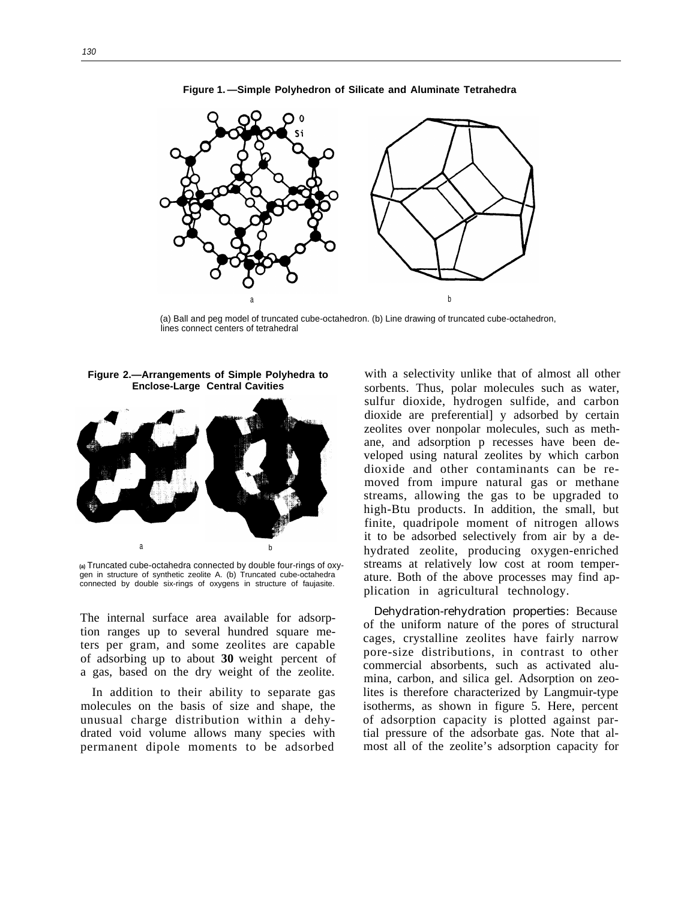**Figure 1.—Simple Polyhedron of Silicate and Aluminate Tetrahedra**

(a) Ball and peg model of truncated cube-octahedron. (b) Line drawing of truncated cube-octahedron, lines connect centers of tetrahedral

**Figure 2.—Arrangements of Simple Polyhedra to Enclose-Large Central Cavities**

(a) Truncated cube-octahedra connected by double four-rings of oxygen in structure of synthetic zeolite A. (b) Truncated cube-octahedra connected by double six-rings of oxygens in structure of faujasite.

The internal surface area available for adsorption ranges up to several hundred square meters per gram, and some zeolites are capable of adsorbing up to about **30** weight percent of a gas, based on the dry weight of the zeolite.

In addition to their ability to separate gas molecules on the basis of size and shape, the unusual charge distribution within a dehydrated void volume allows many species with permanent dipole moments to be adsorbed with a selectivity unlike that of almost all other sorbents. Thus, polar molecules such as water, sulfur dioxide, hydrogen sulfide, and carbon dioxide are preferential] y adsorbed by certain zeolites over nonpolar molecules, such as methane, and adsorption p recesses have been developed using natural zeolites by which carbon dioxide and other contaminants can be removed from impure natural gas or methane streams, allowing the gas to be upgraded to high-Btu products. In addition, the small, but finite, quadripole moment of nitrogen allows it to be adsorbed selectively from air by a dehydrated zeolite, producing oxygen-enriched streams at relatively low cost at room temperature. Both of the above processes may find application in agricultural technology.

*Dehydration-rehydration properties*: Because of the uniform nature of the pores of structural cages, crystalline zeolites have fairly narrow pore-size distributions, in contrast to other commercial absorbents, such as activated alumina, carbon, and silica gel. Adsorption on zeolites is therefore characterized by Langmuir-type isotherms, as shown in figure 5. Here, percent of adsorption capacity is plotted against partial pressure of the adsorbate gas. Note that almost all of the zeolite's adsorption capacity for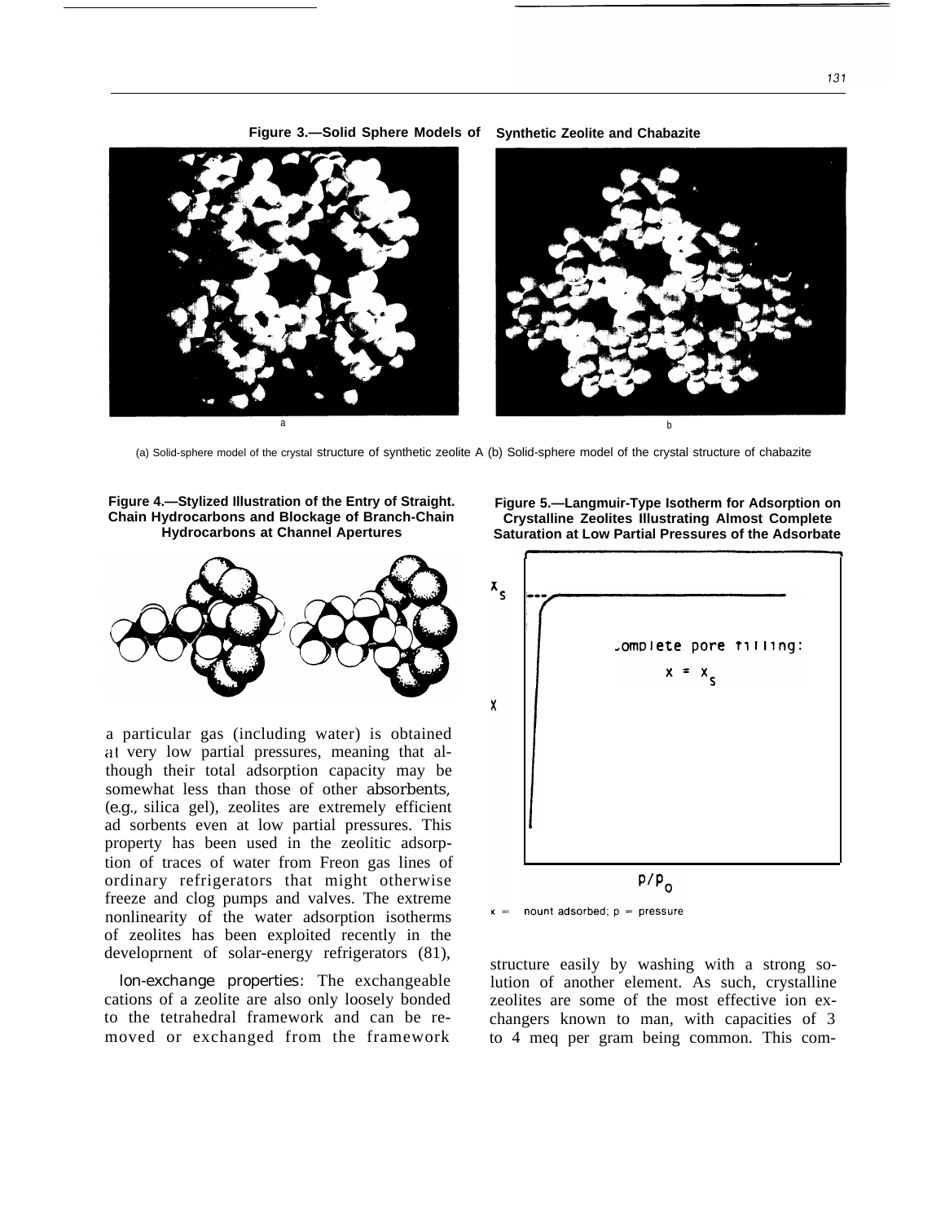**Figure 3.—Solid Sphere Models of Synthetic Zeolite and Chabazite**

(a) Solid-sphere model of the crystal structure of synthetic zeolite A (b) Solid-sphere model of the crystal structure of chabazite

**Figure 4.—Stylized Illustration of the Entry of Straight. Chain Hydrocarbons and Blockage of Branch-Chain Hydrocarbons at Channel Apertures**

**Figure 5.—Langmuir-Type Isotherm for Adsorption on Crystalline Zeolites Illustrating Almost Complete Saturation at Low Partial Pressures of the Adsorbate**

x = nount adsorbed; p = pressure

a particular gas (including water) is obtained at very low partial pressures, meaning that although their total adsorption capacity may be somewhat less than those of other absorbents, (e.g., silica gel), zeolites are extremely efficient ad sorbents even at low partial pressures. This property has been used in the zeolitic adsorption of traces of water from Freon gas lines of ordinary refrigerators that might otherwise freeze and clog pumps and valves. The extreme nonlinearity of the water adsorption isotherms of zeolites has been exploited recently in the development of solar-energy refrigerators (81),

*Ion-exchange properties*: The exchangeable cations of a zeolite are also only loosely bonded to the tetrahedral framework and can be removed or exchanged from the framework structure easily by washing with a strong solution of another element. As such, crystalline zeolites are some of the most effective ion exchangers known to man, with capacities of 3 to 4 meq per gram being common. This com-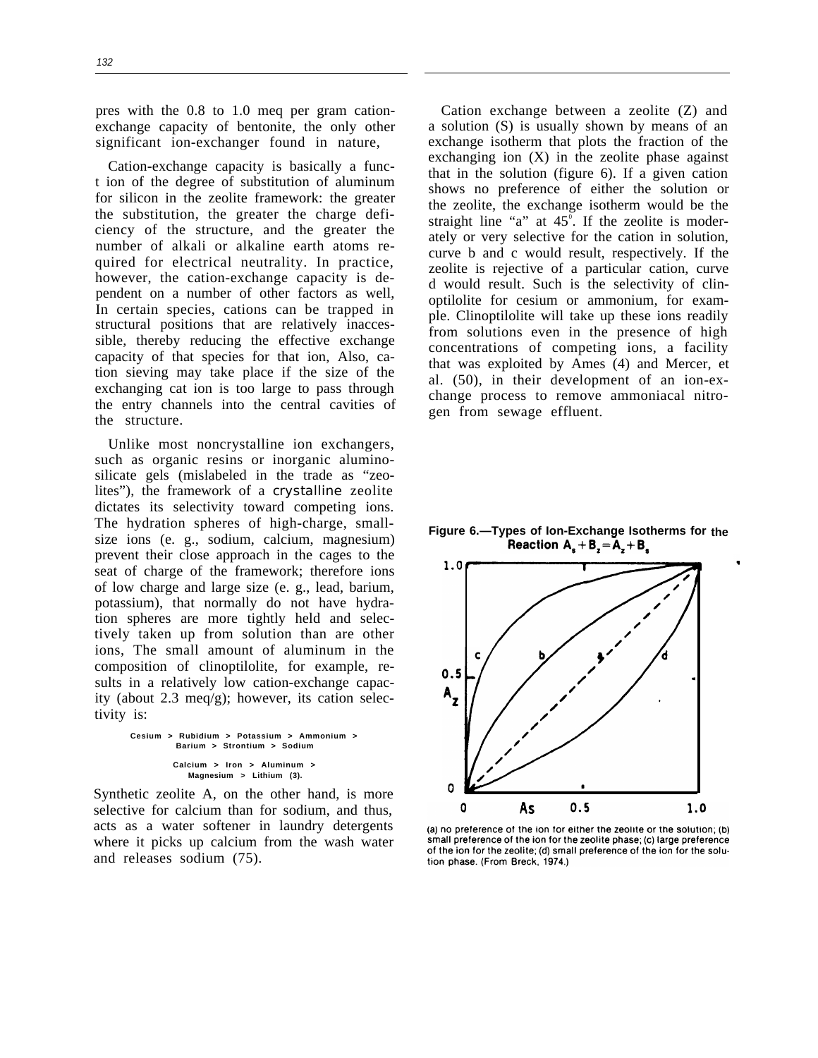pres with the 0.8 to 1.0 meq per gram cation-exchange capacity of bentonite, the only other significant ion-exchanger found in nature,

Cation-exchange capacity is basically a function of the degree of substitution of aluminum for silicon in the zeolite framework: the greater the substitution, the greater the charge deficiency of the structure, and the greater the number of alkali or alkaline earth atoms required for electrical neutrality. In practice, however, the cation-exchange capacity is dependent on a number of other factors as well, In certain species, cations can be trapped in structural positions that are relatively inaccessible, thereby reducing the effective exchange capacity of that species for that ion, Also, cation sieving may take place if the size of the exchanging cat ion is too large to pass through the entry channels into the central cavities of the structure.

Unlike most noncrystalline ion exchangers, such as organic resins or inorganic aluminosilicate gels (mislabeled in the trade as "zeolites"), the framework of a crystalline zeolite dictates its selectivity toward competing ions. The hydration spheres of high-charge, small-size ions (e. g., sodium, calcium, magnesium) prevent their close approach in the cages to the seat of charge of the framework; therefore ions of low charge and large size (e. g., lead, barium, potassium), that normally do not have hydration spheres are more tightly held and selectively taken up from solution than are other ions, The small amount of aluminum in the composition of clinoptilolite, for example, results in a relatively low cation-exchange capacity (about 2.3 meq/g); however, its cation selectivity is:

**Cesium > Rubidium > Potassium > Ammonium > Barium > Strontium > Sodium**

**Calcium > Iron > Aluminum > Magnesium > Lithium (3).**

Synthetic zeolite A, on the other hand, is more selective for calcium than for sodium, and thus, acts as a water softener in laundry detergents where it picks up calcium from the wash water and releases sodium (75).

Cation exchange between a zeolite (Z) and a solution (S) is usually shown by means of an exchange isotherm that plots the fraction of the exchanging ion (X) in the zeolite phase against that in the solution (figure 6). If a given cation shows no preference of either the solution or the zeolite, the exchange isotherm would be the straight line "a" at 45°. If the zeolite is moderately or very selective for the cation in solution, curve b and c would result, respectively. If the zeolite is rejective of a particular cation, curve d would result. Such is the selectivity of clinoptilolite for cesium or ammonium, for example. Clinoptilolite will take up these ions readily from solutions even in the presence of high concentrations of competing ions, a facility that was exploited by Ames (4) and Mercer, et al. (50), in their development of an ion-exchange process to remove ammoniacal nitrogen from sewage effluent.

**Figure 6.—Types of Ion-Exchange Isotherms for the Reaction $A_s + B_z = A_z + B_s$**

(a) no preference of the ion for either the zeolite or the solution; (b) small preference of the ion for the zeolite phase; (c) large preference of the ion for the zeolite; (d) small preference of the ion for the solution phase. (From Breck, 1974.)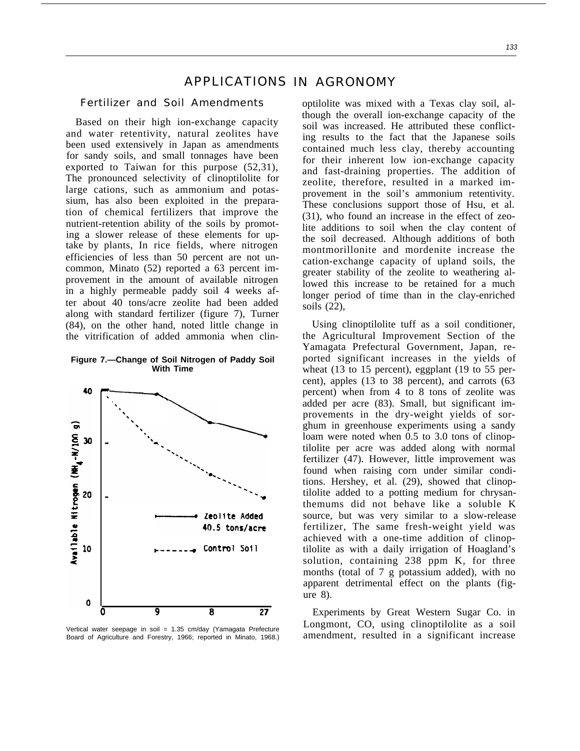# APPLICATIONS IN AGRONOMY

## Fertilizer and Soil Amendments

Based on their high ion-exchange capacity and water retentivity, natural zeolites have been used extensively in Japan as amendments for sandy soils, and small tonnages have been exported to Taiwan for this purpose (52,31), The pronounced selectivity of clinoptilolite for large cations, such as ammonium and potassium, has also been exploited in the preparation of chemical fertilizers that improve the nutrient-retention ability of the soils by promoting a slower release of these elements for uptake by plants, In rice fields, where nitrogen efficiencies of less than 50 percent are not uncommon, Minato (52) reported a 63 percent improvement in the amount of available nitrogen in a highly permeable paddy soil 4 weeks after about 40 tons/acre zeolite had been added along with standard fertilizer (figure 7), Turner (84), on the other hand, noted little change in the vitrification of added ammonia when clinoptilolite was mixed with a Texas clay soil, although the overall ion-exchange capacity of the soil was increased. He attributed these conflicting results to the fact that the Japanese soils contained much less clay, thereby accounting for their inherent low ion-exchange capacity and fast-draining properties. The addition of zeolite, therefore, resulted in a marked improvement in the soil's ammonium retentivity. These conclusions support those of Hsu, et al. (31), who found an increase in the effect of zeolite additions to soil when the clay content of the soil decreased. Although additions of both montmorillonite and mordenite increase the cation-exchange capacity of upland soils, the greater stability of the zeolite to weathering allowed this increase to be retained for a much longer period of time than in the clay-enriched soils (22),

**Figure 7.—Change of Soil Nitrogen of Paddy Soil With Time**

Vertical water seepage in soil = 1.35 cm/day (Yamagata Prefecture Board of Agriculture and Forestry, 1966; reported in Minato, 1968.)

Using clinoptilolite tuff as a soil conditioner, the Agricultural Improvement Section of the Yamagata Prefectural Government, Japan, reported significant increases in the yields of wheat (13 to 15 percent), eggplant (19 to 55 percent), apples (13 to 38 percent), and carrots (63 percent) when from 4 to 8 tons of zeolite was added per acre (83). Small, but significant improvements in the dry-weight yields of sorghum in greenhouse experiments using a sandy loam were noted when 0.5 to 3.0 tons of clinoptilolite per acre was added along with normal fertilizer (47). However, little improvement was found when raising corn under similar conditions. Hershey, et al. (29), showed that clinoptilolite added to a potting medium for chrysanthemums did not behave like a soluble K source, but was very similar to a slow-release fertilizer, The same fresh-weight yield was achieved with a one-time addition of clinoptilolite as with a daily irrigation of Hoagland's solution, containing 238 ppm K, for three months (total of 7 g potassium added), with no apparent detrimental effect on the plants (figure 8).

Experiments by Great Western Sugar Co. in Longmont, CO, using clinoptilolite as a soil amendment, resulted in a significant increase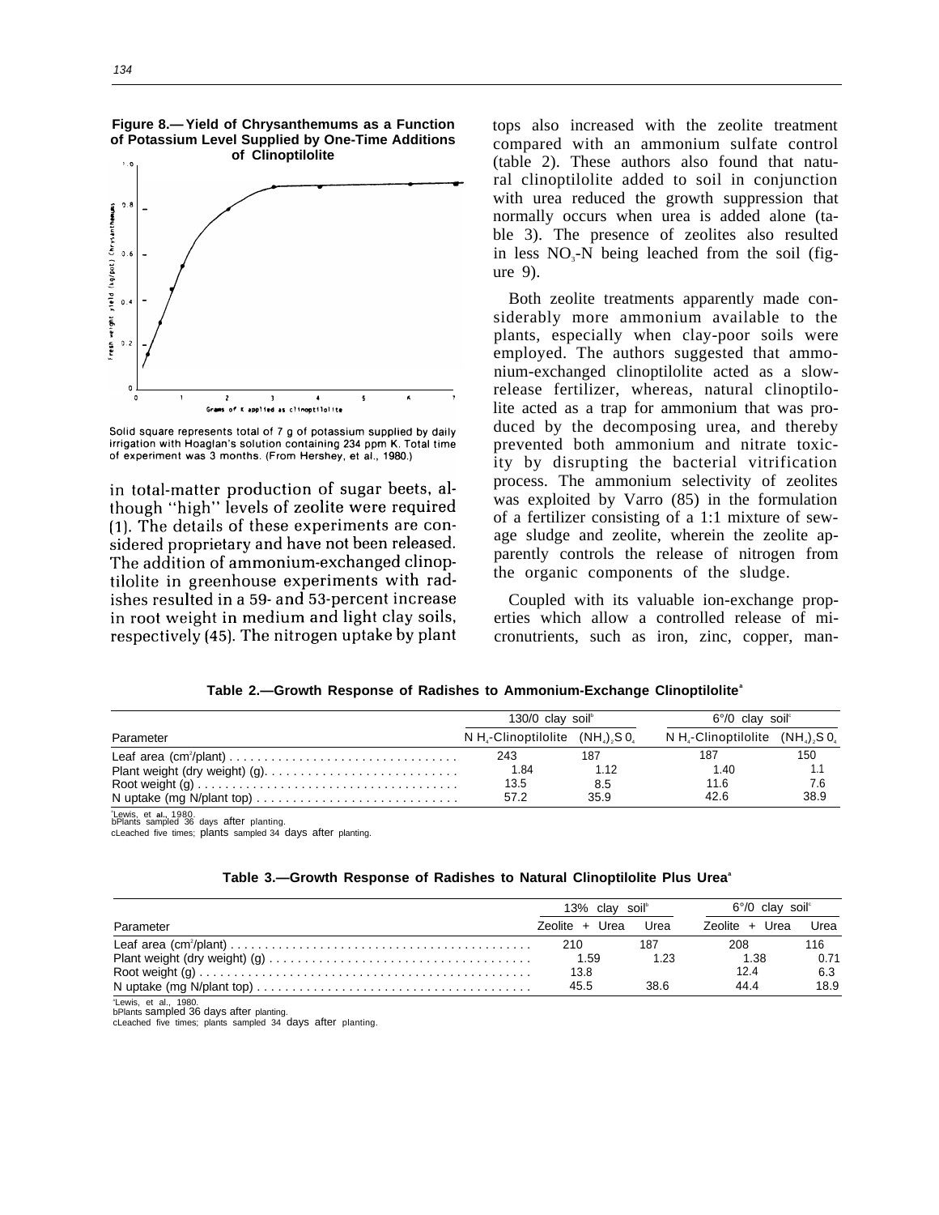**Figure 8.—Yield of Chrysanthemums as a Function of Potassium Level Supplied by One-Time Additions of Clinoptilolite**

Solid square represents total of 7 g of potassium supplied by daily irrigation with Hoaglan's solution containing 234 ppm K. Total time of experiment was 3 months. (From Hershey, et al., 1980.)

in total-matter production of sugar beets, although "high" levels of zeolite were required (1). The details of these experiments are considered proprietary and have not been released. The addition of ammonium-exchanged clinoptilolite in greenhouse experiments with radishes resulted in a 59- and 53-percent increase in root weight in medium and light clay soils, respectively (45). The nitrogen uptake by plant tops also increased with the zeolite treatment compared with an ammonium sulfate control (table 2). These authors also found that natural clinoptilolite added to soil in conjunction with urea reduced the growth suppression that normally occurs when urea is added alone (table 3). The presence of zeolites also resulted in less $NO_3$-N being leached from the soil (figure 9).

Both zeolite treatments apparently made considerably more ammonium available to the plants, especially when clay-poor soils were employed. The authors suggested that ammonium-exchanged clinoptilolite acted as a slow-release fertilizer, whereas, natural clinoptilolite acted as a trap for ammonium that was produced by the decomposing urea, and thereby prevented both ammonium and nitrate toxicity by disrupting the bacterial vitrification process. The ammonium selectivity of zeolites was exploited by Varro (85) in the formulation of a fertilizer consisting of a 1:1 mixture of sewage sludge and zeolite, wherein the zeolite apparently controls the release of nitrogen from the organic components of the sludge.

Coupled with its valuable ion-exchange properties which allow a controlled release of micronutrients, such as iron, zinc, copper, man-

**Table 2.—Growth Response of Radishes to Ammonium-Exchange Clinoptilolite**[a]

| Parameter | 130/0 clay soil[b] | | 6°/0 clay soil[c] | |
|---|---|---|---|---|
| | $NH_4$-Clinoptilolite | $(NH_4)_2SO_4$ | $NH_4$-Clinoptilolite | $(NH_4)_2SO_4$ |
| Leaf area ($cm^2$/plant) | 243 | 187 | 187 | 150 |
| Plant weight (dry weight) (g) | 1.84 | 1.12 | 1.40 | 1.1 |
| Root weight (g) | 13.5 | 8.5 | 11.6 | 7.6 |
| N uptake (mg N/plant top) | 57.2 | 35.9 | 42.6 | 38.9 |

[a]Lewis, et al., 1980.
[b]Plants sampled 36 days after planting.
[c]Leached five times; plants sampled 34 days after planting.

**Table 3.—Growth Response of Radishes to Natural Clinoptilolite Plus Urea**[a]

| Parameter | 13% clay soil[b] | | 6°/0 clay soil[c] | |
|---|---|---|---|---|
| | Zeolite + Urea | Urea | Zeolite + Urea | Urea |
| Leaf area ($cm^2$/plant) | 210 | 187 | 208 | 116 |
| Plant weight (dry weight) (g) | 1.59 | 1.23 | 1.38 | 0.71 |
| Root weight (g) | 13.8 | | 12.4 | 6.3 |
| N uptake (mg N/plant top) | 45.5 | 38.6 | 44.4 | 18.9 |

[a]Lewis, et al., 1980.
[b]Plants sampled 36 days after planting.
[c]Leached five times; plants sampled 34 days after planting.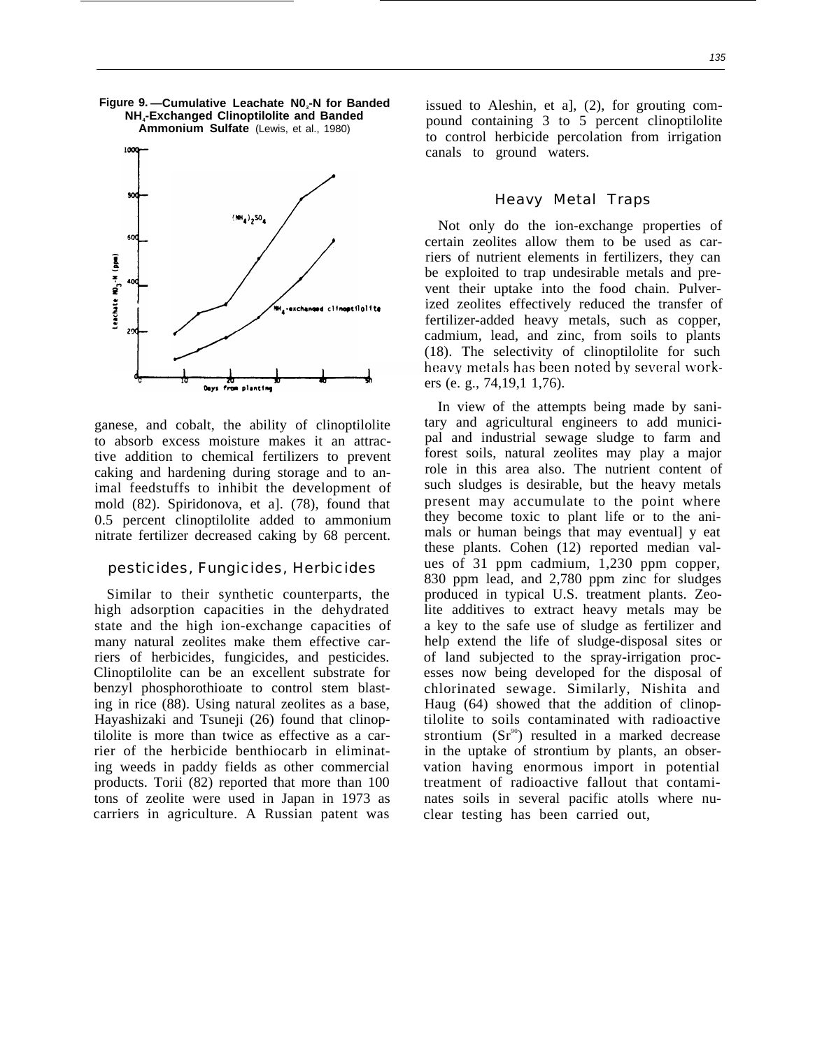Figure 9.—Cumulative Leachate $NO_3$-N for Banded $NH_4$-Exchanged Clinoptilolite and Banded Ammonium Sulfate (Lewis, et al., 1980)

ganese, and cobalt, the ability of clinoptilolite to absorb excess moisture makes it an attractive addition to chemical fertilizers to prevent caking and hardening during storage and to animal feedstuffs to inhibit the development of mold (82). Spiridonova, et a]. (78), found that 0.5 percent clinoptilolite added to ammonium nitrate fertilizer decreased caking by 68 percent.

## pesticides, Fungicides, Herbicides

Similar to their synthetic counterparts, the high adsorption capacities in the dehydrated state and the high ion-exchange capacities of many natural zeolites make them effective carriers of herbicides, fungicides, and pesticides. Clinoptilolite can be an excellent substrate for benzyl phosphorothioate to control stem blasting in rice (88). Using natural zeolites as a base, Hayashizaki and Tsuneji (26) found that clinoptilolite is more than twice as effective as a carrier of the herbicide benthiocarb in eliminating weeds in paddy fields as other commercial products. Torii (82) reported that more than 100 tons of zeolite were used in Japan in 1973 as carriers in agriculture. A Russian patent was issued to Aleshin, et a], (2), for grouting compound containing 3 to 5 percent clinoptilolite to control herbicide percolation from irrigation canals to ground waters.

## Heavy Metal Traps

Not only do the ion-exchange properties of certain zeolites allow them to be used as carriers of nutrient elements in fertilizers, they can be exploited to trap undesirable metals and prevent their uptake into the food chain. Pulverized zeolites effectively reduced the transfer of fertilizer-added heavy metals, such as copper, cadmium, lead, and zinc, from soils to plants (18). The selectivity of clinoptilolite for such heavy metals has been noted by several workers (e. g., 74,19,1 1,76).

In view of the attempts being made by sanitary and agricultural engineers to add municipal and industrial sewage sludge to farm and forest soils, natural zeolites may play a major role in this area also. The nutrient content of such sludges is desirable, but the heavy metals present may accumulate to the point where they become toxic to plant life or to the animals or human beings that may eventual] y eat these plants. Cohen (12) reported median values of 31 ppm cadmium, 1,230 ppm copper, 830 ppm lead, and 2,780 ppm zinc for sludges produced in typical U.S. treatment plants. Zeolite additives to extract heavy metals may be a key to the safe use of sludge as fertilizer and help extend the life of sludge-disposal sites or of land subjected to the spray-irrigation processes now being developed for the disposal of chlorinated sewage. Similarly, Nishita and Haug (64) showed that the addition of clinoptilolite to soils contaminated with radioactive strontium ($Sr^{90}$) resulted in a marked decrease in the uptake of strontium by plants, an observation having enormous import in potential treatment of radioactive fallout that contaminates soils in several pacific atolls where nuclear testing has been carried out,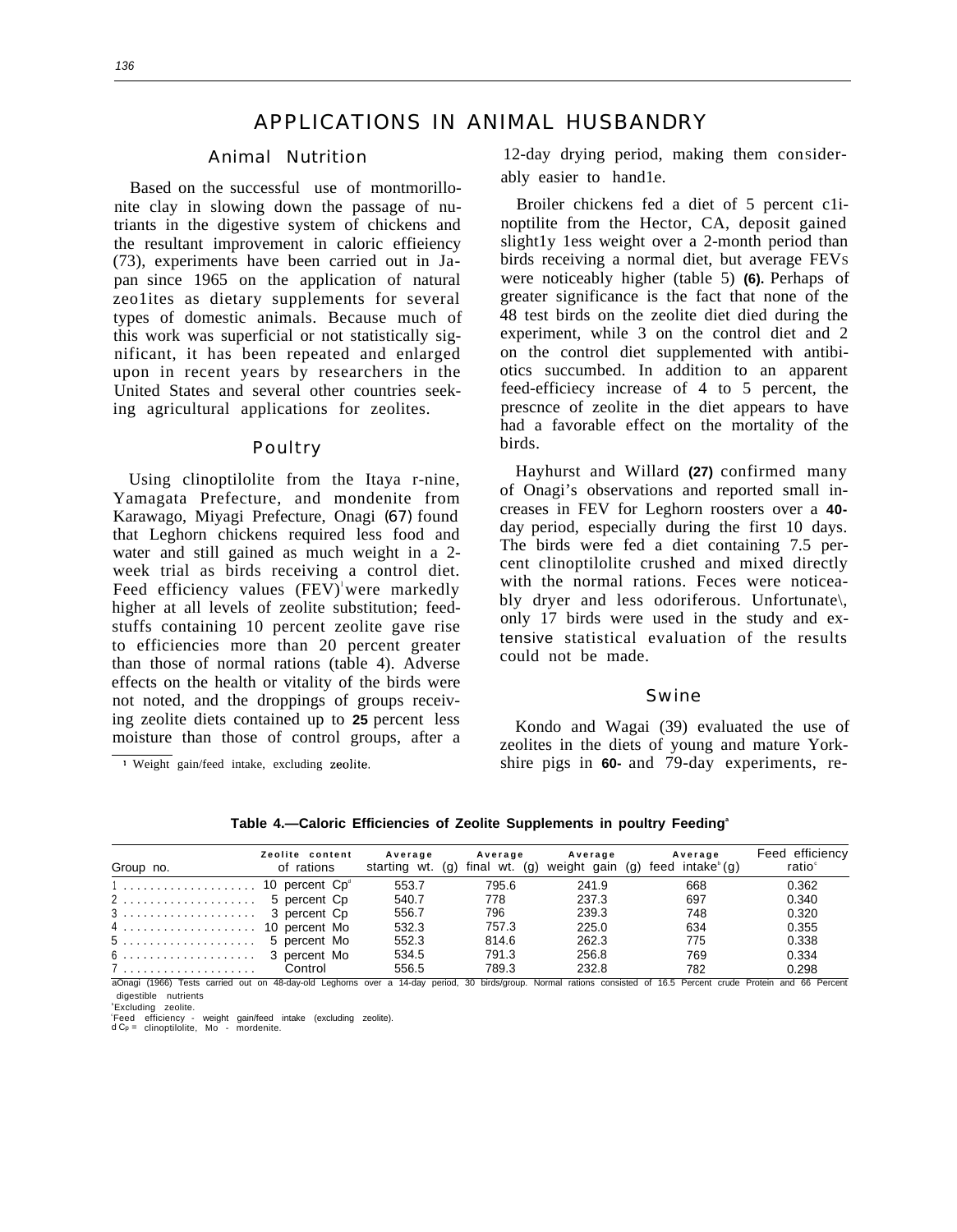# APPLICATIONS IN ANIMAL HUSBANDRY

## Animal Nutrition

Based on the successful use of montmorillonite clay in slowing down the passage of nutriants in the digestive system of chickens and the resultant improvement in caloric effieiency (73), experiments have been carried out in Japan since 1965 on the application of natural zeo1ites as dietary supplements for several types of domestic animals. Because much of this work was superficial or not statistically significant, it has been repeated and enlarged upon in recent years by researchers in the United States and several other countries seeking agricultural applications for zeolites.

## Poultry

Using clinoptilolite from the Itaya r-nine, Yamagata Prefecture, and mondenite from Karawago, Miyagi Prefecture, Onagi (67) found that Leghorn chickens required less food and water and still gained as much weight in a 2-week trial as birds receiving a control diet. Feed efficiency values (FEV)[1] were markedly higher at all levels of zeolite substitution; feedstuffs containing 10 percent zeolite gave rise to efficiencies more than 20 percent greater than those of normal rations (table 4). Adverse effects on the health or vitality of the birds were not noted, and the droppings of groups receiving zeolite diets contained up to 25 percent less moisture than those of control groups, after a 12-day drying period, making them considerably easier to hand1e.

[1] Weight gain/feed intake, excluding zeolite.

Broiler chickens fed a diet of 5 percent c1inoptilite from the Hector, CA, deposit gained slight1y 1ess weight over a 2-month period than birds receiving a normal diet, but average FEVs were noticeably higher (table 5) (6). Perhaps of greater significance is the fact that none of the 48 test birds on the zeolite diet died during the experiment, while 3 on the control diet and 2 on the control diet supplemented with antibiotics succumbed. In addition to an apparent feed-efficiecy increase of 4 to 5 percent, the prescnce of zeolite in the diet appears to have had a favorable effect on the mortality of the birds.

Hayhurst and Willard (27) confirmed many of Onagi's observations and reported small increases in FEV for Leghorn roosters over a 40-day period, especially during the first 10 days. The birds were fed a diet containing 7.5 percent clinoptilolite crushed and mixed directly with the normal rations. Feces were noticeably dryer and less odoriferous. Unfortunate\, only 17 birds were used in the study and extensive statistical evaluation of the results could not be made.

## Swine

Kondo and Wagai (39) evaluated the use of zeolites in the diets of young and mature Yorkshire pigs in 60- and 79-day experiments, re-

**Table 4.—Caloric Efficiencies of Zeolite Supplements in poultry Feeding[a]**

| Group no. | Zeolite content of rations | Average starting wt. (g) | Average final wt. (g) | Average weight gain (g) | Average feed intake[b] (g) | Feed efficiency ratio[c] |
|---|---|---|---|---|---|---|
| 1 | 10 percent Cp[d] | 553.7 | 795.6 | 241.9 | 668 | 0.362 |
| 2 | 5 percent Cp | 540.7 | 778 | 237.3 | 697 | 0.340 |
| 3 | 3 percent Cp | 556.7 | 796 | 239.3 | 748 | 0.320 |
| 4 | 10 percent Mo | 532.3 | 757.3 | 225.0 | 634 | 0.355 |
| 5 | 5 percent Mo | 552.3 | 814.6 | 262.3 | 775 | 0.338 |
| 6 | 3 percent Mo | 534.5 | 791.3 | 256.8 | 769 | 0.334 |
| 7 | Control | 556.5 | 789.3 | 232.8 | 782 | 0.298 |

[a]Onagi (1966) Tests carried out on 48-day-old Leghorns over a 14-day period, 30 birds/group. Normal rations consisted of 16.5 Percent crude Protein and 66 Percent digestible nutrients
[b]Excluding zeolite.
[c]Feed efficiency - weight gain/feed intake (excluding zeolite).
[d]Cp = clinoptilolite, Mo - mordenite.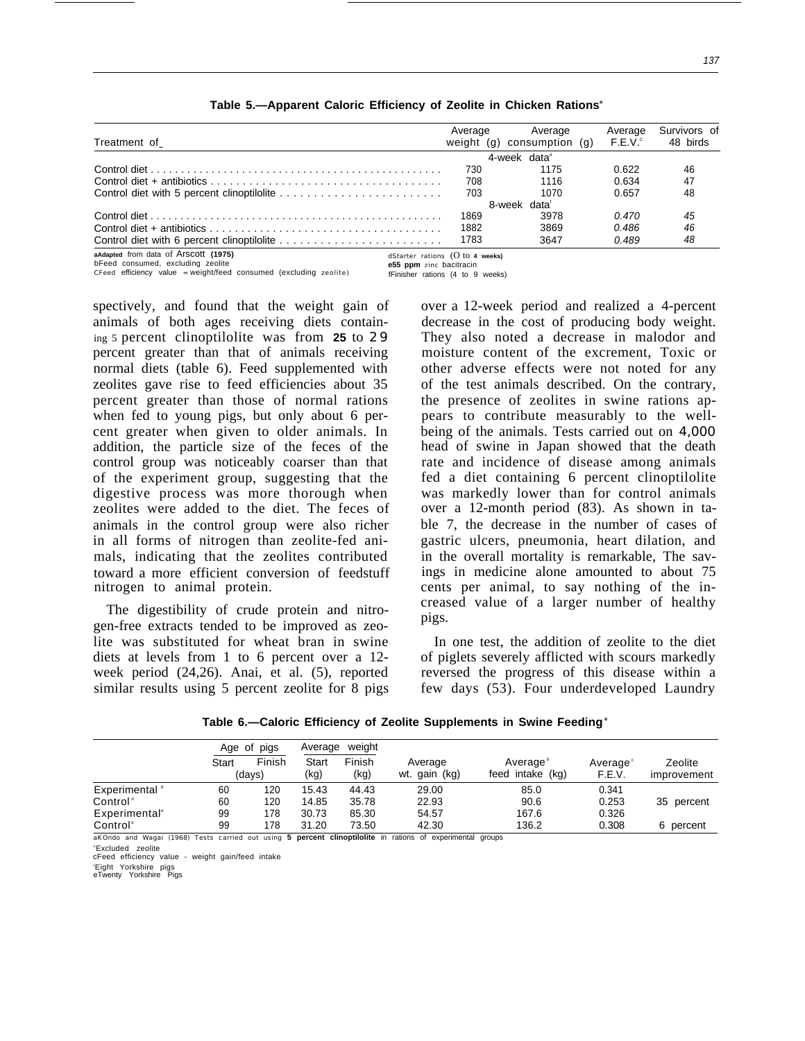**Table 5.—Apparent Caloric Efficiency of Zeolite in Chicken Rations[a]**

| Treatment of | Average weight (g) | Average consumption (g) | Average F.E.V.[c] | Survivors of 48 birds |
|---|---|---|---|---|
| | 4-week data[d] | | | |
| Control diet | 730 | 1175 | 0.622 | 46 |
| Control diet + antibiotics | 708 | 1116 | 0.634 | 47 |
| Control diet with 5 percent clinoptilolite | 703 | 1070 | 0.657 | 48 |
| | 8-week data[f] | | | |
| Control diet | 1869 | 3978 | 0.470 | 45 |
| Control diet + antibiotics | 1882 | 3869 | 0.486 | 46 |
| Control diet with 6 percent clinoptilolite | 1783 | 3647 | 0.489 | 48 |

aAdapted from data of Arscott (1975)
bFeed consumed, excluding zeolite
cFeed efficiency value = weight/feed consumed (excluding zeolite)
dStarter rations (0 to 4 weeks)
e55 ppm zinc bacitracin
fFinisher rations (4 to 9 weeks)

spectively, and found that the weight gain of animals of both ages receiving diets containing 5 percent clinoptilolite was from 25 to 29 percent greater than that of animals receiving normal diets (table 6). Feed supplemented with zeolites gave rise to feed efficiencies about 35 percent greater than those of normal rations when fed to young pigs, but only about 6 percent greater when given to older animals. In addition, the particle size of the feces of the control group was noticeably coarser than that of the experiment group, suggesting that the digestive process was more thorough when zeolites were added to the diet. The feces of animals in the control group were also richer in all forms of nitrogen than zeolite-fed animals, indicating that the zeolites contributed toward a more efficient conversion of feedstuff nitrogen to animal protein.

The digestibility of crude protein and nitrogen-free extracts tended to be improved as zeolite was substituted for wheat bran in swine diets at levels from 1 to 6 percent over a 12-week period (24,26). Anai, et al. (5), reported similar results using 5 percent zeolite for 8 pigs over a 12-week period and realized a 4-percent decrease in the cost of producing body weight. They also noted a decrease in malodor and moisture content of the excrement, Toxic or other adverse effects were not noted for any of the test animals described. On the contrary, the presence of zeolites in swine rations appears to contribute measurably to the well-being of the animals. Tests carried out on 4,000 head of swine in Japan showed that the death rate and incidence of disease among animals fed a diet containing 6 percent clinoptilolite was markedly lower than for control animals over a 12-month period (83). As shown in table 7, the decrease in the number of cases of gastric ulcers, pneumonia, heart dilation, and in the overall mortality is remarkable, The savings in medicine alone amounted to about 75 cents per animal, to say nothing of the increased value of a larger number of healthy pigs.

In one test, the addition of zeolite to the diet of piglets severely afflicted with scours markedly reversed the progress of this disease within a few days (53). Four underdeveloped Laundry

**Table 6.—Caloric Efficiency of Zeolite Supplements in Swine Feeding[a]**

| | Age of pigs (days) | | Average weight | | Average wt. gain (kg) | Average[b] feed intake (kg) | Average[c] F.E.V. | Zeolite improvement |
|---|---|---|---|---|---|---|---|---|
| | Start | Finish | Start (kg) | Finish (kg) | | | | |
| Experimental[d] | 60 | 120 | 15.43 | 44.43 | 29.00 | 85.0 | 0.341 | |
| Control[d] | 60 | 120 | 14.85 | 35.78 | 22.93 | 90.6 | 0.253 | 35 percent |
| Experimental[e] | 99 | 178 | 30.73 | 85.30 | 54.57 | 167.6 | 0.326 | |
| Control[e] | 99 | 178 | 31.20 | 73.50 | 42.30 | 136.2 | 0.308 | 6 percent |

aKOndo and Wagai (1968) Tests carried out using **5 percent clinoptilolite** in rations of experimental groups
bExcluded zeolite
cFeed efficiency value - weight gain/feed intake
dEight Yorkshire pigs
eTwenty Yorkshire Pigs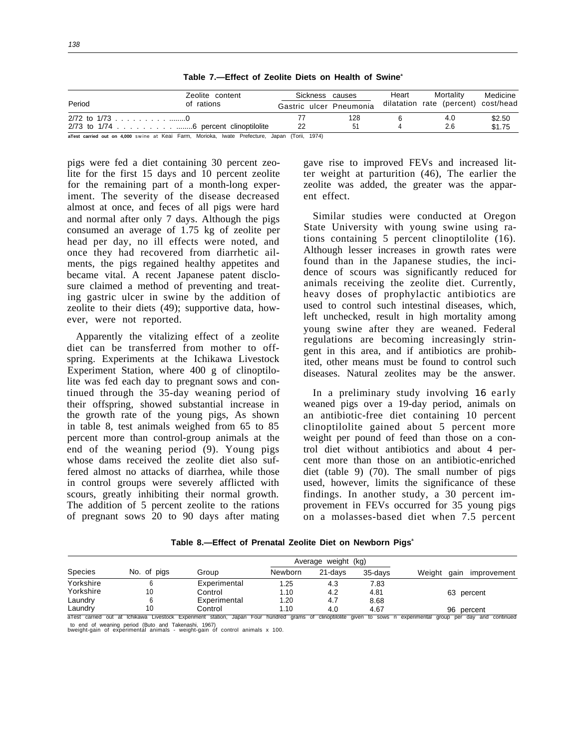**Table 7.—Effect of Zeolite Diets on Health of Swine[a]**

| Period | Zeolite content of rations | Sickness causes | | Heart dilatation | Mortality rate (percent) | Medicine cost/head |
|---|---|---|---|---|---|---|
| | | Gastric ulcer | Pneumonia | | | |
| 2/72 to 1/73 | 0 | 77 | 128 | 6 | 4.0 | $2.50 |
| 2/73 to 1/74 | 6 percent clinoptilolite | 22 | 51 | 4 | 2.6 | $1.75 |

aTest carried out on 4,000 swine at Keai Farm, Morioka, Iwate Prefecture, Japan (Torii, 1974)

pigs were fed a diet containing 30 percent zeolite for the first 15 days and 10 percent zeolite for the remaining part of a month-long experiment. The severity of the disease decreased almost at once, and feces of all pigs were hard and normal after only 7 days. Although the pigs consumed an average of 1.75 kg of zeolite per head per day, no ill effects were noted, and once they had recovered from diarrhetic ailments, the pigs regained healthy appetites and became vital. A recent Japanese patent disclosure claimed a method of preventing and treating gastric ulcer in swine by the addition of zeolite to their diets (49); supportive data, however, were not reported.

Apparently the vitalizing effect of a zeolite diet can be transferred from mother to offspring. Experiments at the Ichikawa Livestock Experiment Station, where 400 g of clinoptilolite was fed each day to pregnant sows and continued through the 35-day weaning period of their offspring, showed substantial increase in the growth rate of the young pigs, As shown in table 8, test animals weighed from 65 to 85 percent more than control-group animals at the end of the weaning period (9). Young pigs whose dams received the zeolite diet also suffered almost no attacks of diarrhea, while those in control groups were severely afflicted with scours, greatly inhibiting their normal growth. The addition of 5 percent zeolite to the rations of pregnant sows 20 to 90 days after mating gave rise to improved FEVs and increased litter weight at parturition (46), The earlier the zeolite was added, the greater was the apparent effect.

Similar studies were conducted at Oregon State University with young swine using rations containing 5 percent clinoptilolite (16). Although lesser increases in growth rates were found than in the Japanese studies, the incidence of scours was significantly reduced for animals receiving the zeolite diet. Currently, heavy doses of prophylactic antibiotics are used to control such intestinal diseases, which, left unchecked, result in high mortality among young swine after they are weaned. Federal regulations are becoming increasingly stringent in this area, and if antibiotics are prohibited, other means must be found to control such diseases. Natural zeolites may be the answer.

In a preliminary study involving 16 early weaned pigs over a 19-day period, animals on an antibiotic-free diet containing 10 percent clinoptilolite gained about 5 percent more weight per pound of feed than those on a control diet without antibiotics and about 4 percent more than those on an antibiotic-enriched diet (table 9) (70). The small number of pigs used, however, limits the significance of these findings. In another study, a 30 percent improvement in FEVs occurred for 35 young pigs on a molasses-based diet when 7.5 percent

**Table 8.—Effect of Prenatal Zeolite Diet on Newborn Pigs[a]**

| Species | No. of pigs | Group | Average weight (kg) | | | Weight gain improvement |
|---|---|---|---|---|---|---|
| | | | Newborn | 21-days | 35-days | |
| Yorkshire | 6 | Experimental | 1.25 | 4.3 | 7.83 | |
| Yorkshire | 10 | Control | 1.10 | 4.2 | 4.81 | 63 percent |
| Laundry | 6 | Experimental | 1.20 | 4.7 | 8.68 | |
| Laundry | 10 | Control | 1.10 | 4.0 | 4.67 | 96 percent |

aTest carried out at Ichikawa Livestock Experiment station, Japan Four hundred grams of clinoptilolite given to sows n experimental group per day and continued to end of weaning period (Buto and Takenashi, 1967)
bweight-gain of experimental animals - weight-gain of control animals x 100.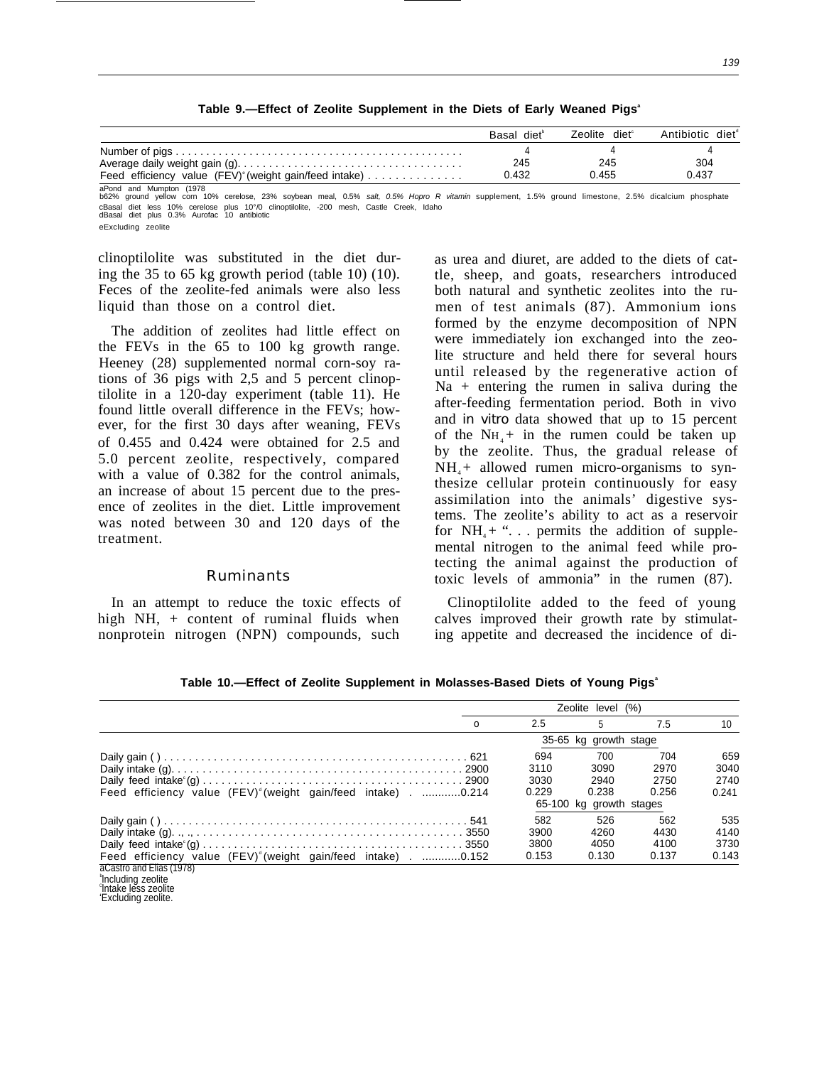**Table 9.—Effect of Zeolite Supplement in the Diets of Early Weaned Pigs[a]**

| | Basal diet[b] | Zeolite diet[c] | Antibiotic diet[d] |
|---|---|---|---|
| Number of pigs | 4 | 4 | 4 |
| Average daily weight gain (g) | 245 | 245 | 304 |
| Feed efficiency value (FEV)[e] (weight gain/feed intake) | 0.432 | 0.455 | 0.437 |

aPond and Mumpton (1978
b62% ground yellow corn 10% cerelose, 23% soybean meal, 0.5% *salt, 0.5% Hopro R vitamin* supplement, 1.5% ground limestone, 2.5% dicalcium phosphate
cBasal diet less 10% cerelose plus 10°/0 clinoptilolite, -200 mesh, Castle Creek, Idaho
dBasal diet plus 0.3% Aurofac 10 antibiotic
eExcluding zeolite

clinoptilolite was substituted in the diet during the 35 to 65 kg growth period (table 10) (10). Feces of the zeolite-fed animals were also less liquid than those on a control diet.

The addition of zeolites had little effect on the FEVs in the 65 to 100 kg growth range. Heeney (28) supplemented normal corn-soy rations of 36 pigs with 2,5 and 5 percent clinoptilolite in a 120-day experiment (table 11). He found little overall difference in the FEVs; however, for the first 30 days after weaning, FEVs of 0.455 and 0.424 were obtained for 2.5 and 5.0 percent zeolite, respectively, compared with a value of 0.382 for the control animals, an increase of about 15 percent due to the presence of zeolites in the diet. Little improvement was noted between 30 and 120 days of the treatment.

### Ruminants

In an attempt to reduce the toxic effects of high NH, + content of ruminal fluids when nonprotein nitrogen (NPN) compounds, such as urea and diuret, are added to the diets of cattle, sheep, and goats, researchers introduced both natural and synthetic zeolites into the rumen of test animals (87). Ammonium ions formed by the enzyme decomposition of NPN were immediately ion exchanged into the zeolite structure and held there for several hours until released by the regenerative action of Na + entering the rumen in saliva during the after-feeding fermentation period. Both in vivo and in vitro data showed that up to 15 percent of the $NH_4$+ in the rumen could be taken up by the zeolite. Thus, the gradual release of $NH_4$+ allowed rumen micro-organisms to synthesize cellular protein continuously for easy assimilation into the animals' digestive systems. The zeolite's ability to act as a reservoir for $NH_4$+ ". . . permits the addition of supplemental nitrogen to the animal feed while protecting the animal against the production of toxic levels of ammonia" in the rumen (87).

Clinoptilolite added to the feed of young calves improved their growth rate by stimulating appetite and decreased the incidence of di-

**Table 10.—Effect of Zeolite Supplement in Molasses-Based Diets of Young Pigs[a]**

| | Zeolite level (%) | | | | |
|---|---|---|---|---|---|
| | o | 2.5 | 5 | 7.5 | 10 |
| | 35-65 kg growth stage | | | | |
| Daily gain ( ) | 621 | 694 | 700 | 704 | 659 |
| Daily intake (g) | 2900 | 3110 | 3090 | 2970 | 3040 |
| Daily feed intake[c] (g) | 2900 | 3030 | 2940 | 2750 | 2740 |
| Feed efficiency value (FEV)[d] (weight gain/feed intake) | 0.214 | 0.229 | 0.238 | 0.256 | 0.241 |
| | 65-100 kg growth stages | | | | |
| Daily gain ( ) | 541 | 582 | 526 | 562 | 535 |
| Daily intake (g) | 3550 | 3900 | 4260 | 4430 | 4140 |
| Daily feed intake[c] (g) | 3550 | 3800 | 4050 | 4100 | 3730 |
| Feed efficiency value (FEV)[d] (weight gain/feed intake) | 0.152 | 0.153 | 0.130 | 0.137 | 0.143 |

aCastro and Elias (1978)
[b]Including zeolite
[c]Intake less zeolite
[d]Excluding zeolite.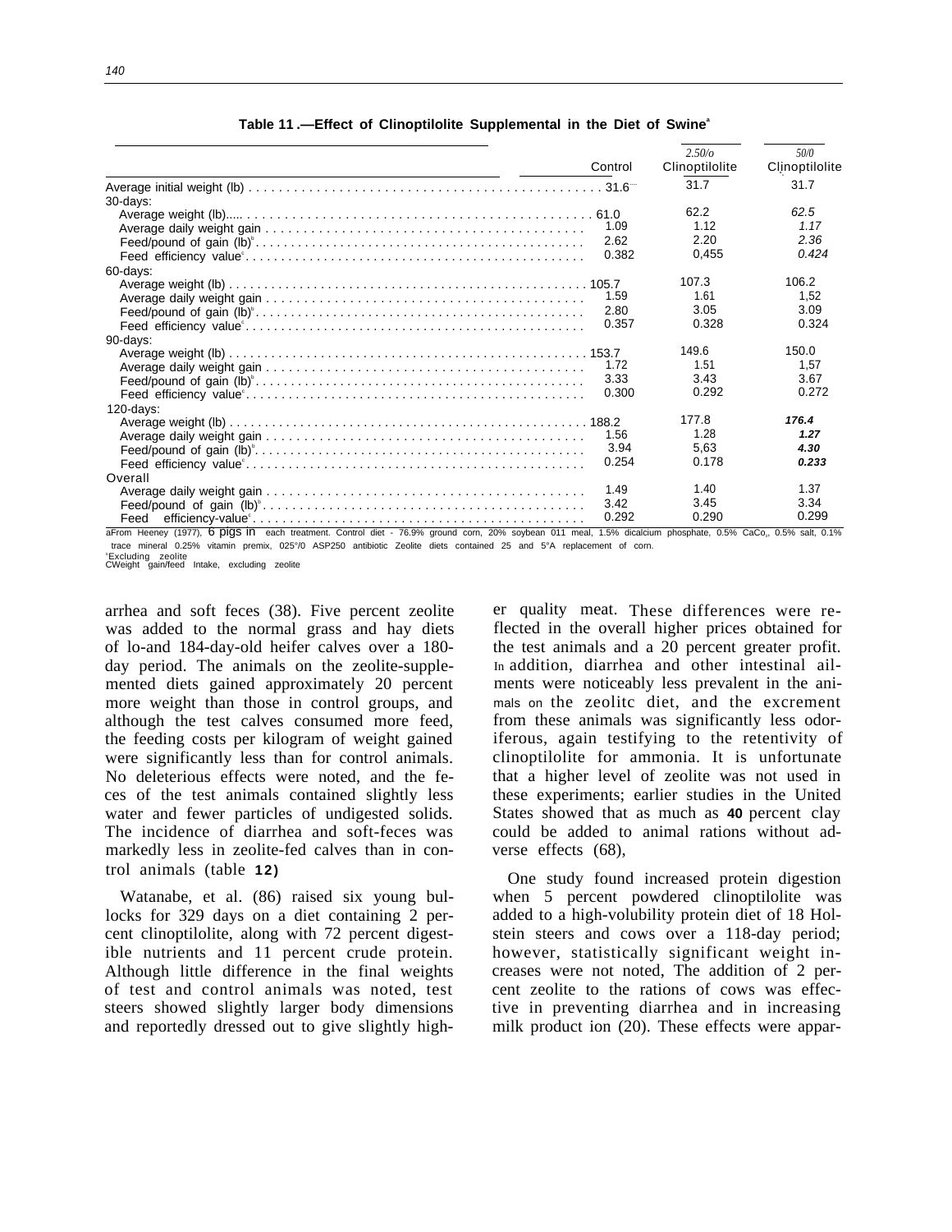**Table 11.—Effect of Clinoptilolite Supplemental in the Diet of Swine[a]**

| | Control | 2.5% Clinoptilolite | 5% Clinoptilolite |
|---|---|---|---|
| Average initial weight (lb) | 31.6 | 31.7 | 31.7 |
| 30-days: | | | |
| Average weight (lb) | 61.0 | 62.2 | 62.5 |
| Average daily weight gain | 1.09 | 1.12 | 1.17 |
| Feed/pound of gain (lb)[b] | 2.62 | 2.20 | 2.36 |
| Feed efficiency value[c] | 0.382 | 0,455 | 0.424 |
| 60-days: | | | |
| Average weight (lb) | 105.7 | 107.3 | 106.2 |
| Average daily weight gain | 1.59 | 1.61 | 1,52 |
| Feed/pound of gain (lb)[b] | 2.80 | 3.05 | 3.09 |
| Feed efficiency value[c] | 0.357 | 0.328 | 0.324 |
| 90-days: | | | |
| Average weight (lb) | 153.7 | 149.6 | 150.0 |
| Average daily weight gain | 1.72 | 1.51 | 1,57 |
| Feed/pound of gain (lb)[b] | 3.33 | 3.43 | 3.67 |
| Feed efficiency value[c] | 0.300 | 0.292 | 0.272 |
| 120-days: | | | |
| Average weight (lb) | 188.2 | 177.8 | 176.4 |
| Average daily weight gain | 1.56 | 1.28 | 1.27 |
| Feed/pound of gain (lb)[b] | 3.94 | 5,63 | 4.30 |
| Feed efficiency value[c] | 0.254 | 0.178 | 0.233 |
| Overall | | | |
| Average daily weight gain | 1.49 | 1.40 | 1.37 |
| Feed/pound of gain (lb)[b] | 3.42 | 3.45 | 3.34 |
| Feed efficiency-value[c] | 0.292 | 0.290 | 0.299 |

[a]From Heeney (1977), 6 pigs in each treatment. Control diet - 76.9% ground corn, 20% soybean oil meal, 1.5% dicalcium phosphate, 0.5% $CaCO_3$, 0.5% salt, 0.1% trace mineral 0.25% vitamin premix, 0.25% ASP250 antibiotic Zeolite diets contained 2.5 and 5% replacement of corn.
[b]Excluding zeolite
[c]Weight gain/feed intake, excluding zeolite

arrhea and soft feces (38). Five percent zeolite was added to the normal grass and hay diets of 10-and 184-day-old heifer calves over a 180-day period. The animals on the zeolite-supplemented diets gained approximately 20 percent more weight than those in control groups, and although the test calves consumed more feed, the feeding costs per kilogram of weight gained were significantly less than for control animals. No deleterious effects were noted, and the feces of the test animals contained slightly less water and fewer particles of undigested solids. The incidence of diarrhea and soft-feces was markedly less in zeolite-fed calves than in control animals (table 12)

Watanabe, et al. (86) raised six young bullocks for 329 days on a diet containing 2 percent clinoptilolite, along with 72 percent digestible nutrients and 11 percent crude protein. Although little difference in the final weights of test and control animals was noted, test steers showed slightly larger body dimensions and reportedly dressed out to give slightly higher quality meat. These differences were reflected in the overall higher prices obtained for the test animals and a 20 percent greater profit. In addition, diarrhea and other intestinal ailments were noticeably less prevalent in the animals on the zeolitc diet, and the excrement from these animals was significantly less odoriferous, again testifying to the retentivity of clinoptilolite for ammonia. It is unfortunate that a higher level of zeolite was not used in these experiments; earlier studies in the United States showed that as much as 40 percent clay could be added to animal rations without adverse effects (68),

One study found increased protein digestion when 5 percent powdered clinoptilolite was added to a high-volubility protein diet of 18 Holstein steers and cows over a 118-day period; however, statistically significant weight increases were not noted, The addition of 2 percent zeolite to the rations of cows was effective in preventing diarrhea and in increasing milk product ion (20). These effects were appar-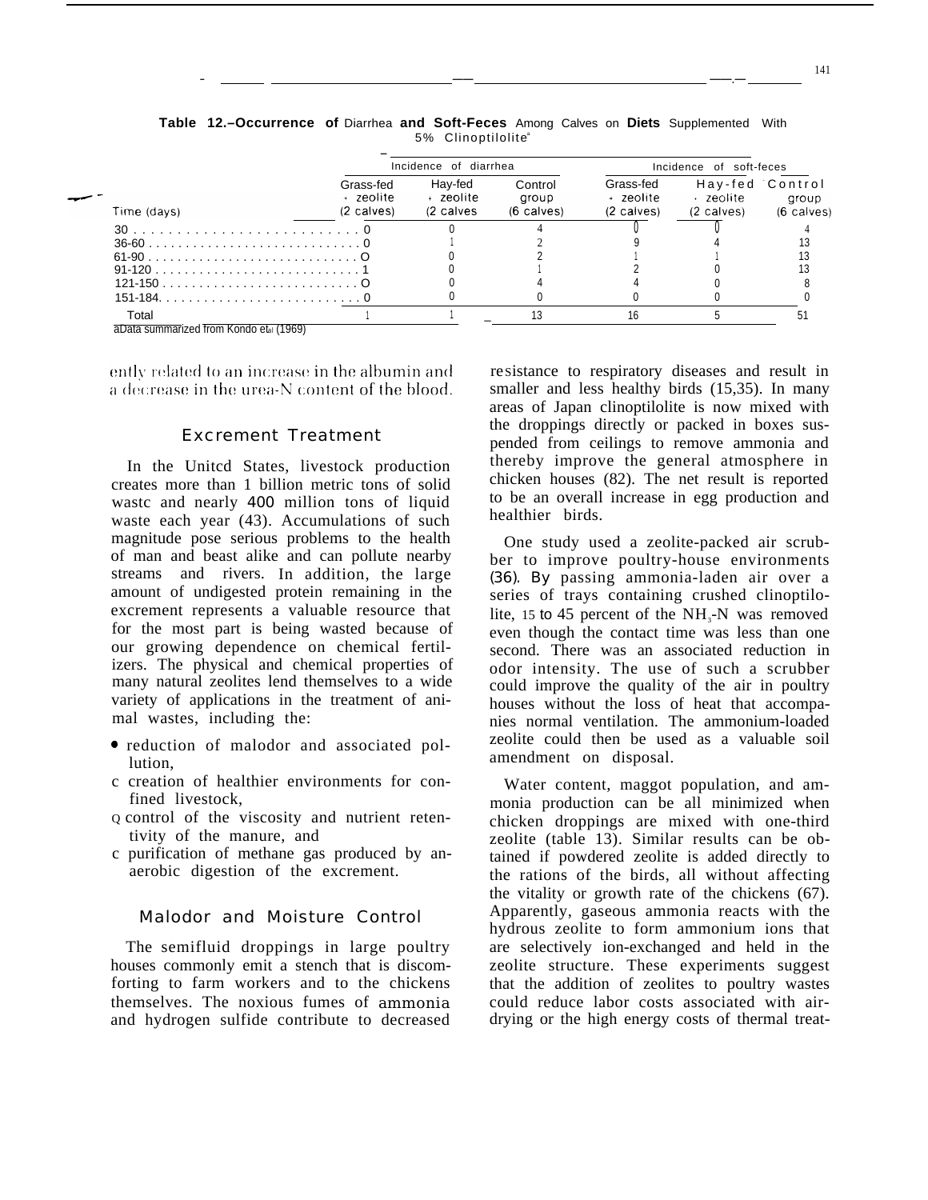**Table 12.–Occurrence of Diarrhea and Soft-Feces Among Calves on Diets Supplemented With 5% Clinoptilolite[a]**

| Time (days) | Incidence of diarrhea | | | Incidence of soft-feces | | |
|---|---|---|---|---|---|---|
| | Grass-fed + zeolite (2 calves) | Hay-fed + zeolite (2 calves) | Control group (6 calves) | Grass-fed + zeolite (2 calves) | Hay-fed + zeolite (2 calves) | Control group (6 calves) |
| 30 | 0 | 0 | 4 | 0 | 0 | 4 |
| 36-60 | 0 | 1 | 2 | 9 | 4 | 13 |
| 61-90 | 0 | 0 | 2 | 1 | 1 | 13 |
| 91-120 | 1 | 0 | 1 | 2 | 0 | 13 |
| 121-150 | 0 | 0 | 4 | 4 | 0 | 8 |
| 151-184 | 0 | 0 | 0 | 0 | 0 | 0 |
| Total | 1 | 1 | 13 | 16 | 5 | 51 |

[a]Data summarized from Kondo et al (1969)

ently related to an increase in the albumin and a decrease in the urea-N content of the blood.

## Excrement Treatment

In the United States, livestock production creates more than 1 billion metric tons of solid waste and nearly 400 million tons of liquid waste each year (43). Accumulations of such magnitude pose serious problems to the health of man and beast alike and can pollute nearby streams and rivers. In addition, the large amount of undigested protein remaining in the excrement represents a valuable resource that for the most part is being wasted because of our growing dependence on chemical fertilizers. The physical and chemical properties of many natural zeolites lend themselves to a wide variety of applications in the treatment of animal wastes, including the:

- reduction of malodor and associated pollution,
- creation of healthier environments for confined livestock,
- control of the viscosity and nutrient retentivity of the manure, and
- purification of methane gas produced by anaerobic digestion of the excrement.

### Malodor and Moisture Control

The semifluid droppings in large poultry houses commonly emit a stench that is discomforting to farm workers and to the chickens themselves. The noxious fumes of ammonia and hydrogen sulfide contribute to decreased resistance to respiratory diseases and result in smaller and less healthy birds (15,35). In many areas of Japan clinoptilolite is now mixed with the droppings directly or packed in boxes suspended from ceilings to remove ammonia and thereby improve the general atmosphere in chicken houses (82). The net result is reported to be an overall increase in egg production and healthier birds.

One study used a zeolite-packed air scrubber to improve poultry-house environments (36). By passing ammonia-laden air over a series of trays containing crushed clinoptilolite, 15 to 45 percent of the $NH_3$-N was removed even though the contact time was less than one second. There was an associated reduction in odor intensity. The use of such a scrubber could improve the quality of the air in poultry houses without the loss of heat that accompanies normal ventilation. The ammonium-loaded zeolite could then be used as a valuable soil amendment on disposal.

Water content, maggot population, and ammonia production can be all minimized when chicken droppings are mixed with one-third zeolite (table 13). Similar results can be obtained if powdered zeolite is added directly to the rations of the birds, all without affecting the vitality or growth rate of the chickens (67). Apparently, gaseous ammonia reacts with the hydrous zeolite to form ammonium ions that are selectively ion-exchanged and held in the zeolite structure. These experiments suggest that the addition of zeolites to poultry wastes could reduce labor costs associated with air-drying or the high energy costs of thermal treat-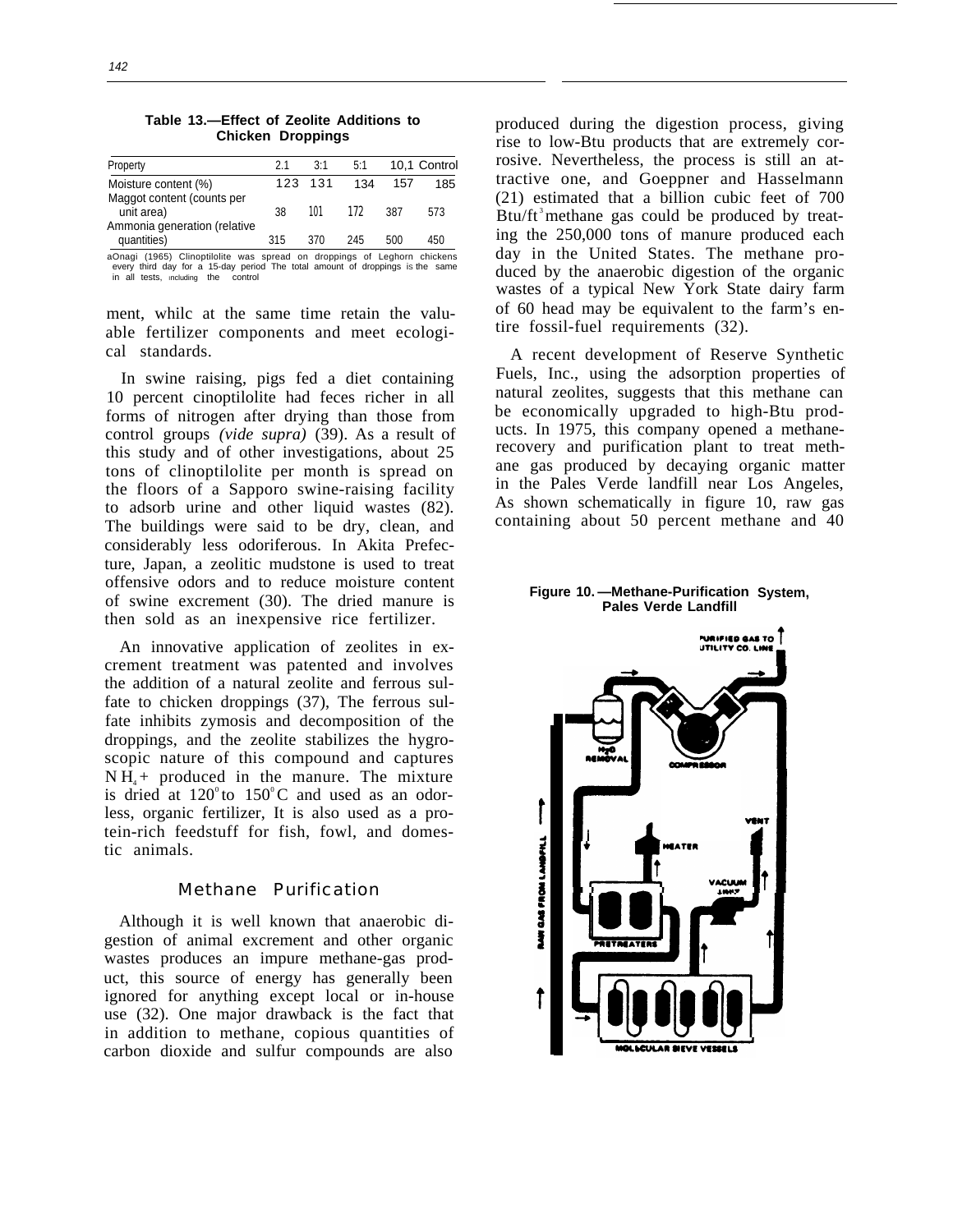**Table 13.—Effect of Zeolite Additions to Chicken Droppings**

| Property | 2.1 | 3:1 | 5:1 | 10,1 | Control |
|---|---|---|---|---|---|
| Moisture content (%) | 123 | 131 | 134 | 157 | 185 |
| Maggot content (counts per unit area) | 38 | 101 | 172 | 387 | 573 |
| Ammonia generation (relative quantities) | 315 | 370 | 245 | 500 | 450 |

aOnagi (1965) Clinoptilolite was spread on droppings of Leghorn chickens every third day for a 15-day period The total amount of droppings is the same in all tests, including the control

ment, whilc at the same time retain the valuable fertilizer components and meet ecological standards.

In swine raising, pigs fed a diet containing 10 percent cinoptilolite had feces richer in all forms of nitrogen after drying than those from control groups *(vide supra)* (39). As a result of this study and of other investigations, about 25 tons of clinoptilolite per month is spread on the floors of a Sapporo swine-raising facility to adsorb urine and other liquid wastes (82). The buildings were said to be dry, clean, and considerably less odoriferous. In Akita Prefecture, Japan, a zeolitic mudstone is used to treat offensive odors and to reduce moisture content of swine excrement (30). The dried manure is then sold as an inexpensive rice fertilizer.

An innovative application of zeolites in excrement treatment was patented and involves the addition of a natural zeolite and ferrous sulfate to chicken droppings (37), The ferrous sulfate inhibits zymosis and decomposition of the droppings, and the zeolite stabilizes the hygroscopic nature of this compound and captures $NH_4^+$ produced in the manure. The mixture is dried at $120^{\circ}$ to $150^{\circ}$C and used as an odorless, organic fertilizer, It is also used as a protein-rich feedstuff for fish, fowl, and domestic animals.

## Methane Purification

Although it is well known that anaerobic digestion of animal excrement and other organic wastes produces an impure methane-gas product, this source of energy has generally been ignored for anything except local or in-house use (32). One major drawback is the fact that in addition to methane, copious quantities of carbon dioxide and sulfur compounds are also produced during the digestion process, giving rise to low-Btu products that are extremely corrosive. Nevertheless, the process is still an attractive one, and Goeppner and Hasselmann (21) estimated that a billion cubic feet of 700 Btu/ft$^3$ methane gas could be produced by treating the 250,000 tons of manure produced each day in the United States. The methane produced by the anaerobic digestion of the organic wastes of a typical New York State dairy farm of 60 head may be equivalent to the farm's entire fossil-fuel requirements (32).

A recent development of Reserve Synthetic Fuels, Inc., using the adsorption properties of natural zeolites, suggests that this methane can be economically upgraded to high-Btu products. In 1975, this company opened a methane-recovery and purification plant to treat methane gas produced by decaying organic matter in the Pales Verde landfill near Los Angeles, As shown schematically in figure 10, raw gas containing about 50 percent methane and 40

**Figure 10.—Methane-Purification System, Pales Verde Landfill**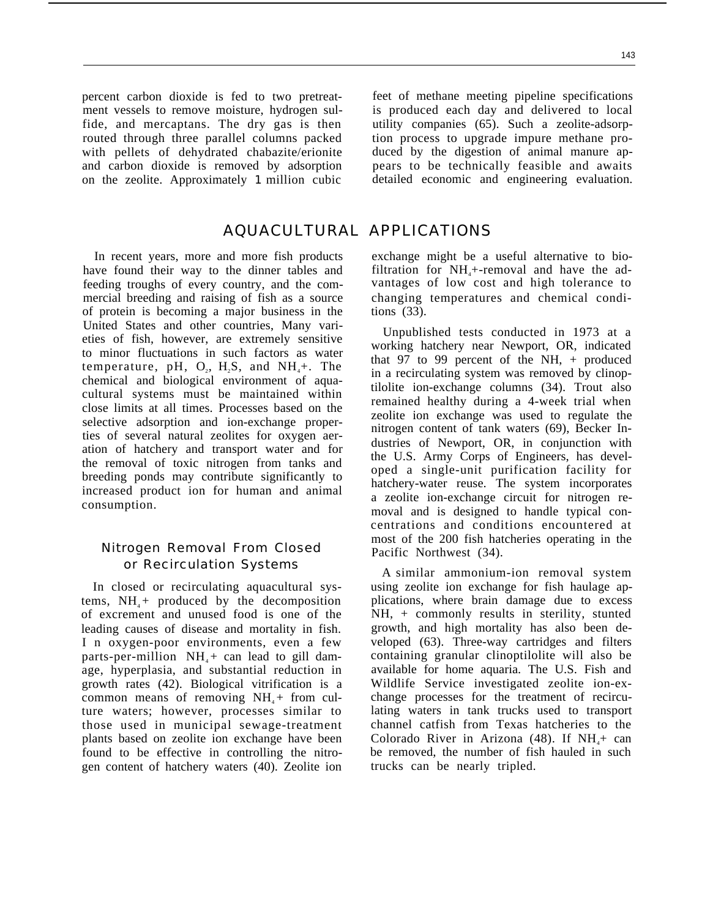percent carbon dioxide is fed to two pretreatment vessels to remove moisture, hydrogen sulfide, and mercaptans. The dry gas is then routed through three parallel columns packed with pellets of dehydrated chabazite/erionite and carbon dioxide is removed by adsorption on the zeolite. Approximately 1 million cubic feet of methane meeting pipeline specifications is produced each day and delivered to local utility companies (65). Such a zeolite-adsorption process to upgrade impure methane produced by the digestion of animal manure appears to be technically feasible and awaits detailed economic and engineering evaluation.

## AQUACULTURAL APPLICATIONS

In recent years, more and more fish products have found their way to the dinner tables and feeding troughs of every country, and the commercial breeding and raising of fish as a source of protein is becoming a major business in the United States and other countries, Many varieties of fish, however, are extremely sensitive to minor fluctuations in such factors as water temperature, pH, $O_2$, $H_2S$, and $NH_4$+. The chemical and biological environment of aquacultural systems must be maintained within close limits at all times. Processes based on the selective adsorption and ion-exchange properties of several natural zeolites for oxygen aeration of hatchery and transport water and for the removal of toxic nitrogen from tanks and breeding ponds may contribute significantly to increased product ion for human and animal consumption.

### Nitrogen Removal From Closed or Recirculation Systems

In closed or recirculating aquacultural systems, $NH_4$+ produced by the decomposition of excrement and unused food is one of the leading causes of disease and mortality in fish. I n oxygen-poor environments, even a few parts-per-million $NH_4$+ can lead to gill damage, hyperplasia, and substantial reduction in growth rates (42). Biological vitrification is a common means of removing $NH_4$+ from culture waters; however, processes similar to those used in municipal sewage-treatment plants based on zeolite ion exchange have been found to be effective in controlling the nitrogen content of hatchery waters (40). Zeolite ion exchange might be a useful alternative to biofiltration for $NH_4$+-removal and have the advantages of low cost and high tolerance to changing temperatures and chemical conditions (33).

Unpublished tests conducted in 1973 at a working hatchery near Newport, OR, indicated that 97 to 99 percent of the NH, + produced in a recirculating system was removed by clinoptilolite ion-exchange columns (34). Trout also remained healthy during a 4-week trial when zeolite ion exchange was used to regulate the nitrogen content of tank waters (69), Becker Industries of Newport, OR, in conjunction with the U.S. Army Corps of Engineers, has developed a single-unit purification facility for hatchery-water reuse. The system incorporates a zeolite ion-exchange circuit for nitrogen removal and is designed to handle typical concentrations and conditions encountered at most of the 200 fish hatcheries operating in the Pacific Northwest (34).

A similar ammonium-ion removal system using zeolite ion exchange for fish haulage applications, where brain damage due to excess NH, + commonly results in sterility, stunted growth, and high mortality has also been developed (63). Three-way cartridges and filters containing granular clinoptilolite will also be available for home aquaria. The U.S. Fish and Wildlife Service investigated zeolite ion-exchange processes for the treatment of recirculating waters in tank trucks used to transport channel catfish from Texas hatcheries to the Colorado River in Arizona (48). If $NH_4$+ can be removed, the number of fish hauled in such trucks can be nearly tripled.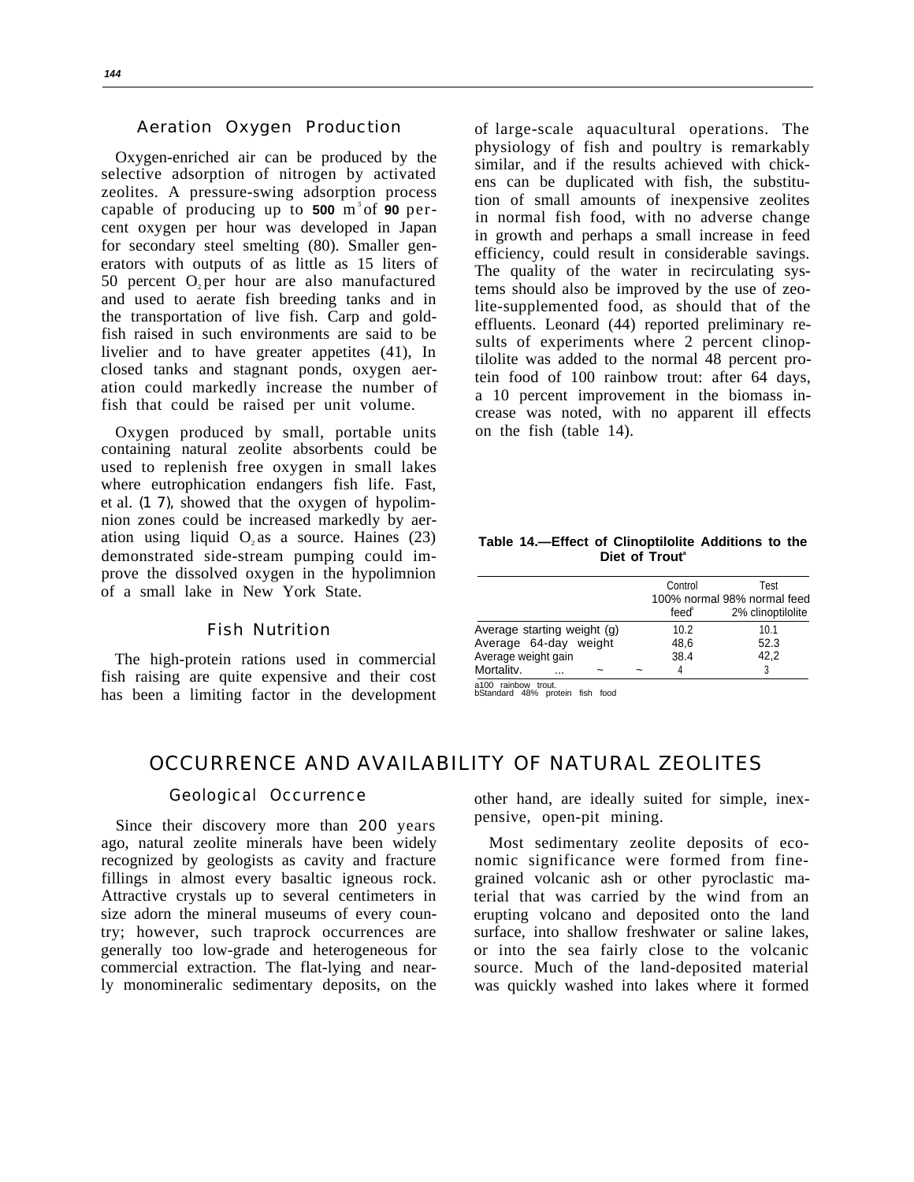## Aeration Oxygen Production

Oxygen-enriched air can be produced by the selective adsorption of nitrogen by activated zeolites. A pressure-swing adsorption process capable of producing up to **500** $m^3$ of **90** percent oxygen per hour was developed in Japan for secondary steel smelting (80). Smaller generators with outputs of as little as 15 liters of 50 percent $O_2$ per hour are also manufactured and used to aerate fish breeding tanks and in the transportation of live fish. Carp and goldfish raised in such environments are said to be livelier and to have greater appetites (41), In closed tanks and stagnant ponds, oxygen aeration could markedly increase the number of fish that could be raised per unit volume.

Oxygen produced by small, portable units containing natural zeolite absorbents could be used to replenish free oxygen in small lakes where eutrophication endangers fish life. Fast, et al. (1 7), showed that the oxygen of hypolimnion zones could be increased markedly by aeration using liquid $O_2$ as a source. Haines (23) demonstrated side-stream pumping could improve the dissolved oxygen in the hypolimnion of a small lake in New York State.

## Fish Nutrition

The high-protein rations used in commercial fish raising are quite expensive and their cost has been a limiting factor in the development of large-scale aquacultural operations. The physiology of fish and poultry is remarkably similar, and if the results achieved with chickens can be duplicated with fish, the substitution of small amounts of inexpensive zeolites in normal fish food, with no adverse change in growth and perhaps a small increase in feed efficiency, could result in considerable savings. The quality of the water in recirculating systems should also be improved by the use of zeolite-supplemented food, as should that of the effluents. Leonard (44) reported preliminary results of experiments where 2 percent clinoptilolite was added to the normal 48 percent protein food of 100 rainbow trout: after 64 days, a 10 percent improvement in the biomass increase was noted, with no apparent ill effects on the fish (table 14).

**Table 14.—Effect of Clinoptilolite Additions to the Diet of Trout[a]**

| | Control 100% normal feed[b] | Test 98% normal feed 2% clinoptilolite |
|---|---|---|
| Average starting weight (g) | 10.2 | 10.1 |
| Average 64-day weight | 48,6 | 52.3 |
| Average weight gain | 38.4 | 42,2 |
| Mortality. ... | 4 | 3 |

a100 rainbow trout.
bStandard 48% protein fish food

# OCCURRENCE AND AVAILABILITY OF NATURAL ZEOLITES

## Geological Occurrence

Since their discovery more than 200 years ago, natural zeolite minerals have been widely recognized by geologists as cavity and fracture fillings in almost every basaltic igneous rock. Attractive crystals up to several centimeters in size adorn the mineral museums of every country; however, such traprock occurrences are generally too low-grade and heterogeneous for commercial extraction. The flat-lying and nearly monomineralic sedimentary deposits, on the other hand, are ideally suited for simple, inexpensive, open-pit mining.

Most sedimentary zeolite deposits of economic significance were formed from fine-grained volcanic ash or other pyroclastic material that was carried by the wind from an erupting volcano and deposited onto the land surface, into shallow freshwater or saline lakes, or into the sea fairly close to the volcanic source. Much of the land-deposited material was quickly washed into lakes where it formed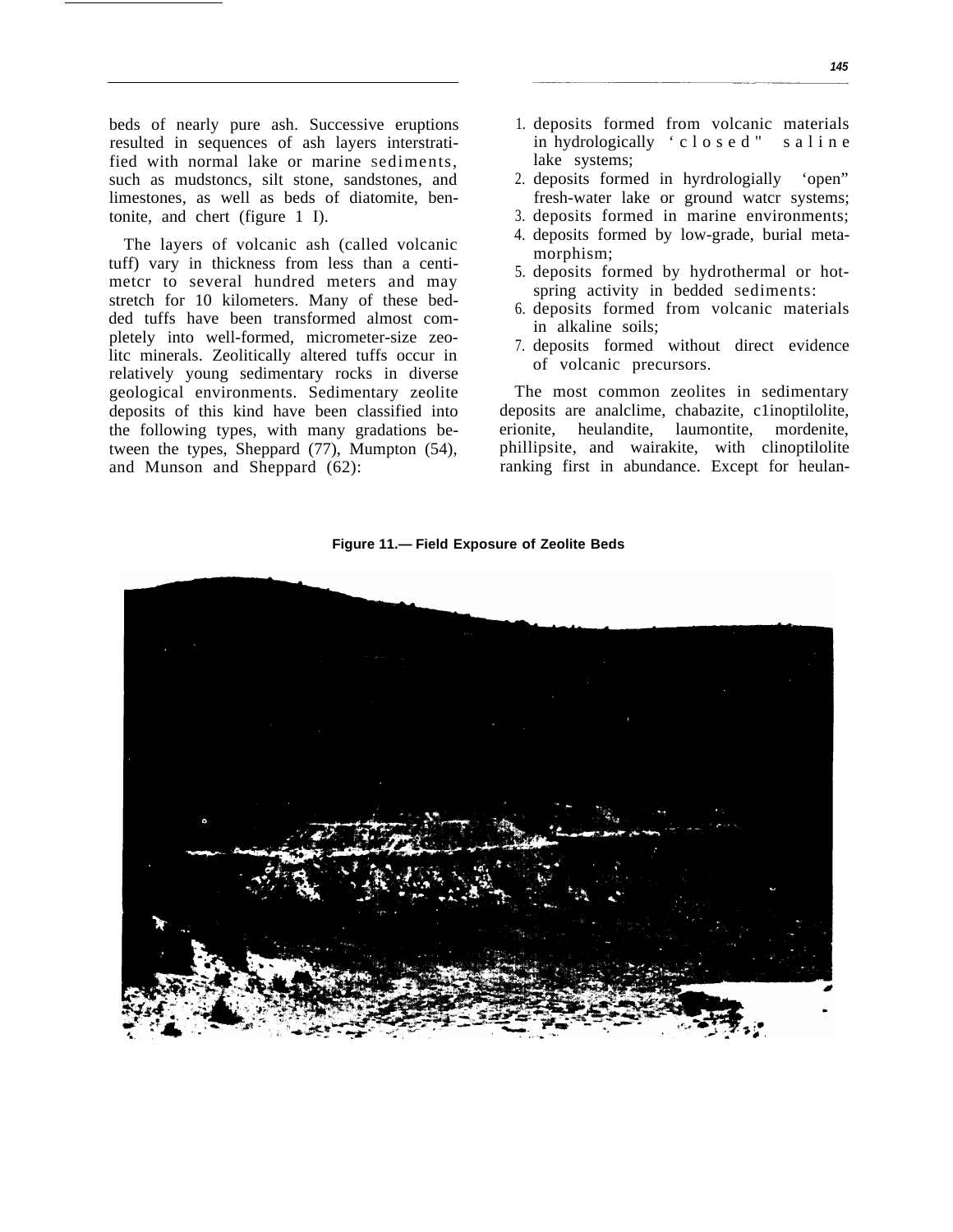beds of nearly pure ash. Successive eruptions resulted in sequences of ash layers interstratified with normal lake or marine sediments, such as mudstoncs, silt stone, sandstones, and limestones, as well as beds of diatomite, bentonite, and chert (figure 1 I).

The layers of volcanic ash (called volcanic tuff) vary in thickness from less than a centimetcr to several hundred meters and may stretch for 10 kilometers. Many of these bedded tuffs have been transformed almost completely into well-formed, micrometer-size zeolitc minerals. Zeolitically altered tuffs occur in relatively young sedimentary rocks in diverse geological environments. Sedimentary zeolite deposits of this kind have been classified into the following types, with many gradations between the types, Sheppard (77), Mumpton (54), and Munson and Sheppard (62):

1. deposits formed from volcanic materials in hydrologically ‘closed" saline lake systems;
2. deposits formed in hyrdrologially ‘open” fresh-water lake or ground watcr systems;
3. deposits formed in marine environments;
4. deposits formed by low-grade, burial metamorphism;
5. deposits formed by hydrothermal or hot-spring activity in bedded sediments:
6. deposits formed from volcanic materials in alkaline soils;
7. deposits formed without direct evidence of volcanic precursors.

The most common zeolites in sedimentary deposits are analclime, chabazite, c1inoptilolite, erionite, heulandite, laumontite, mordenite, phillipsite, and wairakite, with clinoptilolite ranking first in abundance. Except for heulan-

**Figure 11.— Field Exposure of Zeolite Beds**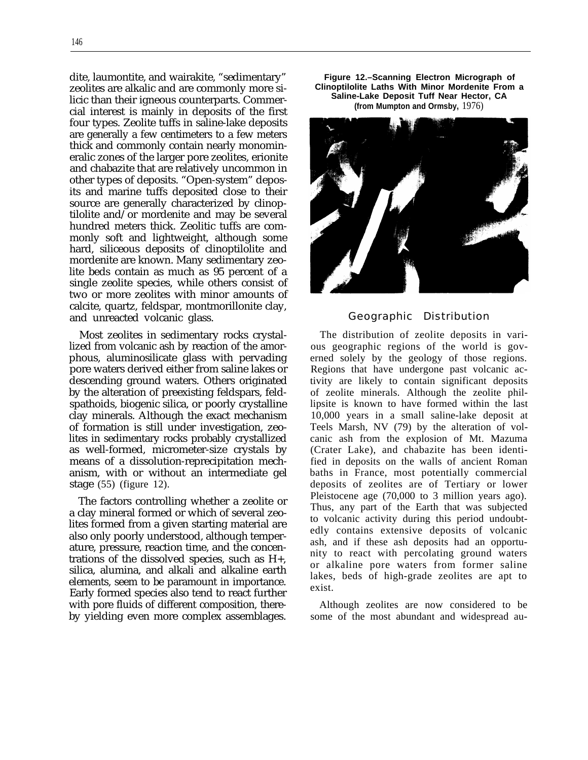dite, laumontite, and wairakite, "sedimentary" zeolites are alkalic and are commonly more silicic than their igneous counterparts. Commercial interest is mainly in deposits of the first four types. Zeolite tuffs in saline-lake deposits are generally a few centimeters to a few meters thick and commonly contain nearly monomineralic zones of the larger pore zeolites, erionite and chabazite that are relatively uncommon in other types of deposits. "Open-system" deposits and marine tuffs deposited close to their source are generally characterized by clinoptilolite and/or mordenite and may be several hundred meters thick. Zeolitic tuffs are commonly soft and lightweight, although some hard, siliceous deposits of clinoptilolite and mordenite are known. Many sedimentary zeolite beds contain as much as 95 percent of a single zeolite species, while others consist of two or more zeolites with minor amounts of calcite, quartz, feldspar, montmorillonite clay, and unreacted volcanic glass.

Most zeolites in sedimentary rocks crystallized from volcanic ash by reaction of the amorphous, aluminosilicate glass with pervading pore waters derived either from saline lakes or descending ground waters. Others originated by the alteration of preexisting feldspars, feldspathoids, biogenic silica, or poorly crystalline clay minerals. Although the exact mechanism of formation is still under investigation, zeolites in sedimentary rocks probably crystallized as well-formed, micrometer-size crystals by means of a dissolution-reprecipitation mechanism, with or without an intermediate gel stage (55) (figure 12).

The factors controlling whether a zeolite or a clay mineral formed or which of several zeolites formed from a given starting material are also only poorly understood, although temperature, pressure, reaction time, and the concentrations of the dissolved species, such as H+, silica, alumina, and alkali and alkaline earth elements, seem to be paramount in importance. Early formed species also tend to react further with pore fluids of different composition, thereby yielding even more complex assemblages.

**Figure 12.–Scanning Electron Micrograph of Clinoptilolite Laths With Minor Mordenite From a Saline-Lake Deposit Tuff Near Hector, CA (from Mumpton and Ormsby, 1976)**

## Geographic Distribution

The distribution of zeolite deposits in various geographic regions of the world is governed solely by the geology of those regions. Regions that have undergone past volcanic activity are likely to contain significant deposits of zeolite minerals. Although the zeolite phillipsite is known to have formed within the last 10,000 years in a small saline-lake deposit at Teels Marsh, NV (79) by the alteration of volcanic ash from the explosion of Mt. Mazuma (Crater Lake), and chabazite has been identified in deposits on the walls of ancient Roman baths in France, most potentially commercial deposits of zeolites are of Tertiary or lower Pleistocene age (70,000 to 3 million years ago). Thus, any part of the Earth that was subjected to volcanic activity during this period undoubtedly contains extensive deposits of volcanic ash, and if these ash deposits had an opportunity to react with percolating ground waters or alkaline pore waters from former saline lakes, beds of high-grade zeolites are apt to exist.

Although zeolites are now considered to be some of the most abundant and widespread au-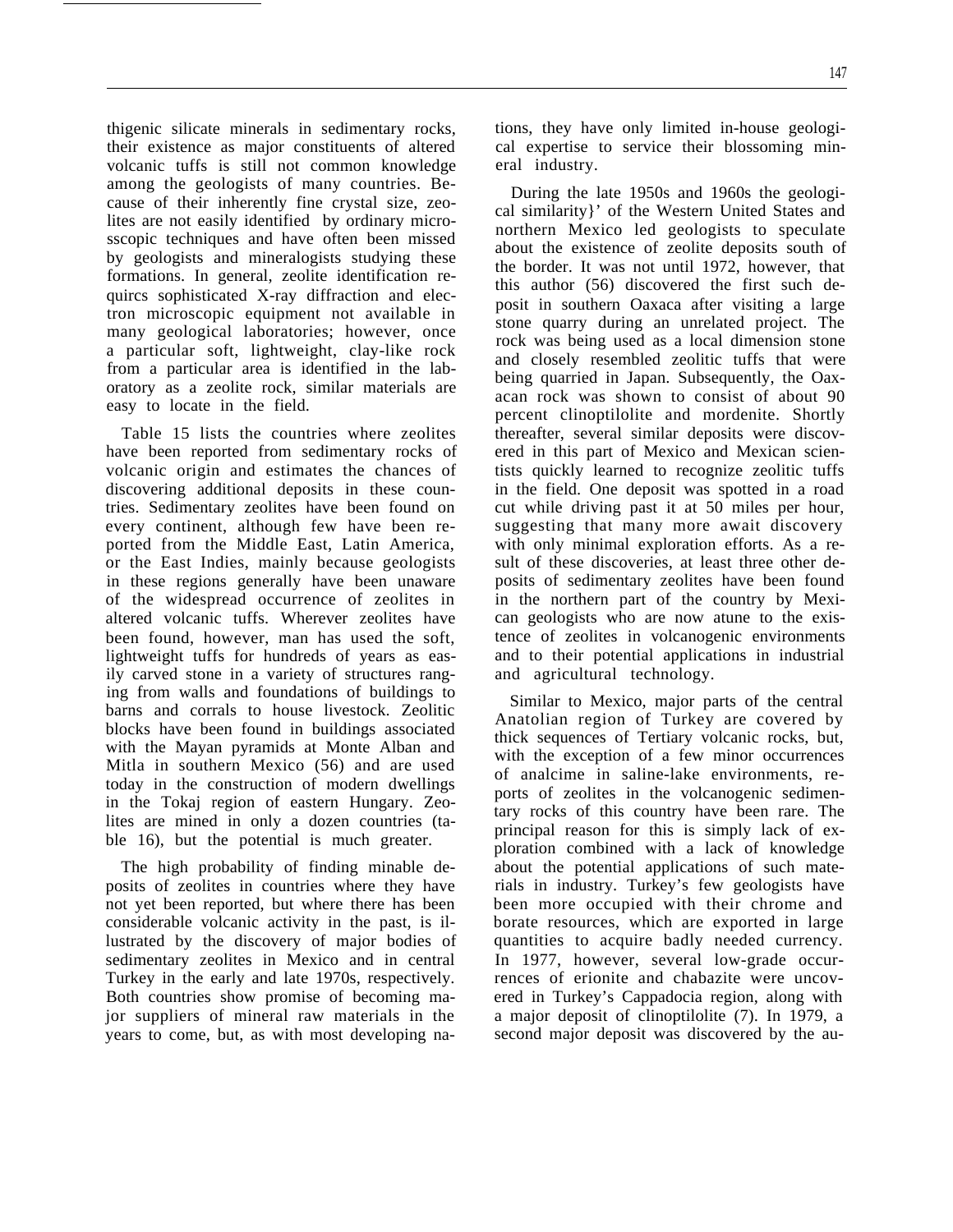thigenic silicate minerals in sedimentary rocks, their existence as major constituents of altered volcanic tuffs is still not common knowledge among the geologists of many countries. Because of their inherently fine crystal size, zeolites are not easily identified by ordinary microsscopic techniques and have often been missed by geologists and mineralogists studying these formations. In general, zeolite identification requircs sophisticated X-ray diffraction and electron microscopic equipment not available in many geological laboratories; however, once a particular soft, lightweight, clay-like rock from a particular area is identified in the laboratory as a zeolite rock, similar materials are easy to locate in the field.

Table 15 lists the countries where zeolites have been reported from sedimentary rocks of volcanic origin and estimates the chances of discovering additional deposits in these countries. Sedimentary zeolites have been found on every continent, although few have been reported from the Middle East, Latin America, or the East Indies, mainly because geologists in these regions generally have been unaware of the widespread occurrence of zeolites in altered volcanic tuffs. Wherever zeolites have been found, however, man has used the soft, lightweight tuffs for hundreds of years as easily carved stone in a variety of structures ranging from walls and foundations of buildings to barns and corrals to house livestock. Zeolitic blocks have been found in buildings associated with the Mayan pyramids at Monte Alban and Mitla in southern Mexico (56) and are used today in the construction of modern dwellings in the Tokaj region of eastern Hungary. Zeolites are mined in only a dozen countries (table 16), but the potential is much greater.

The high probability of finding minable deposits of zeolites in countries where they have not yet been reported, but where there has been considerable volcanic activity in the past, is illustrated by the discovery of major bodies of sedimentary zeolites in Mexico and in central Turkey in the early and late 1970s, respectively. Both countries show promise of becoming major suppliers of mineral raw materials in the years to come, but, as with most developing nations, they have only limited in-house geological expertise to service their blossoming mineral industry.

During the late 1950s and 1960s the geological similarity}' of the Western United States and northern Mexico led geologists to speculate about the existence of zeolite deposits south of the border. It was not until 1972, however, that this author (56) discovered the first such deposit in southern Oaxaca after visiting a large stone quarry during an unrelated project. The rock was being used as a local dimension stone and closely resembled zeolitic tuffs that were being quarried in Japan. Subsequently, the Oaxacan rock was shown to consist of about 90 percent clinoptilolite and mordenite. Shortly thereafter, several similar deposits were discovered in this part of Mexico and Mexican scientists quickly learned to recognize zeolitic tuffs in the field. One deposit was spotted in a road cut while driving past it at 50 miles per hour, suggesting that many more await discovery with only minimal exploration efforts. As a result of these discoveries, at least three other deposits of sedimentary zeolites have been found in the northern part of the country by Mexican geologists who are now atune to the existence of zeolites in volcanogenic environments and to their potential applications in industrial and agricultural technology.

Similar to Mexico, major parts of the central Anatolian region of Turkey are covered by thick sequences of Tertiary volcanic rocks, but, with the exception of a few minor occurrences of analcime in saline-lake environments, reports of zeolites in the volcanogenic sedimentary rocks of this country have been rare. The principal reason for this is simply lack of exploration combined with a lack of knowledge about the potential applications of such materials in industry. Turkey's few geologists have been more occupied with their chrome and borate resources, which are exported in large quantities to acquire badly needed currency. In 1977, however, several low-grade occurrences of erionite and chabazite were uncovered in Turkey's Cappadocia region, along with a major deposit of clinoptilolite (7). In 1979, a second major deposit was discovered by the au-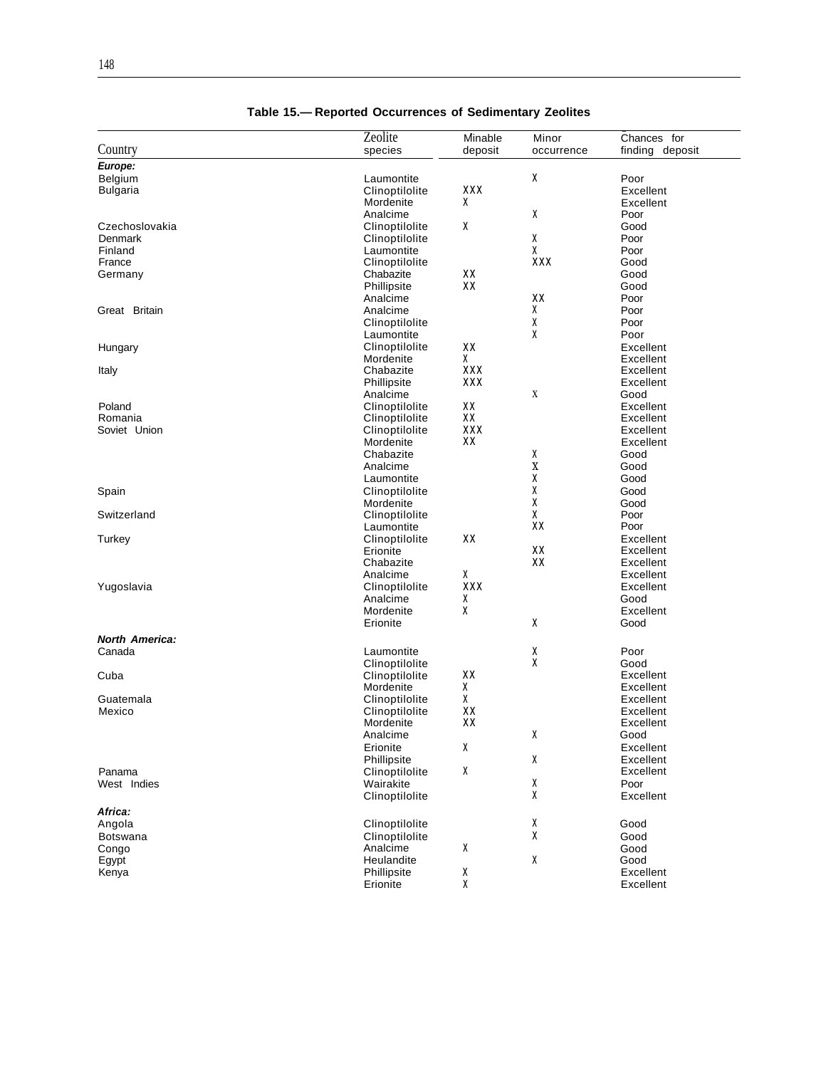**Table 15.— Reported Occurrences of Sedimentary Zeolites**

| Country | Zeolite species | Minable deposit | Minor occurrence | Chances for finding deposit |
|---|---|---|---|---|
| ***Europe:*** | | | | |
| Belgium | Laumontite | | X | Poor |
| Bulgaria | Clinoptilolite | XXX | | Excellent |
| | Mordenite | X | | Excellent |
| | Analcime | | X | Poor |
| Czechoslovakia | Clinoptilolite | X | | Good |
| Denmark | Clinoptilolite | | X | Poor |
| Finland | Laumontite | | X | Poor |
| France | Clinoptilolite | | XXX | Good |
| Germany | Chabazite | XX | | Good |
| | Phillipsite | XX | | Good |
| | Analcime | | XX | Poor |
| Great Britain | Analcime | | X | Poor |
| | Clinoptilolite | | X | Poor |
| | Laumontite | | X | Poor |
| Hungary | Clinoptilolite | XX | | Excellent |
| | Mordenite | X | | Excellent |
| Italy | Chabazite | XXX | | Excellent |
| | Phillipsite | XXX | | Excellent |
| | Analcime | | X | Good |
| Poland | Clinoptilolite | XX | | Excellent |
| Romania | Clinoptilolite | XX | | Excellent |
| Soviet Union | Clinoptilolite | XXX | | Excellent |
| | Mordenite | XX | | Excellent |
| | Chabazite | | X | Good |
| | Analcime | | X | Good |
| | Laumontite | | X | Good |
| Spain | Clinoptilolite | | X | Good |
| | Mordenite | | X | Good |
| Switzerland | Clinoptilolite | | X | Poor |
| | Laumontite | | XX | Poor |
| Turkey | Clinoptilolite | XX | | Excellent |
| | Erionite | | XX | Excellent |
| | Chabazite | | XX | Excellent |
| | Analcime | X | | Excellent |
| Yugoslavia | Clinoptilolite | XXX | | Excellent |
| | Analcime | X | | Good |
| | Mordenite | X | | Excellent |
| | Erionite | | X | Good |
| ***North America:*** | | | | |
| Canada | Laumontite | | X | Poor |
| | Clinoptilolite | | X | Good |
| Cuba | Clinoptilolite | XX | | Excellent |
| | Mordenite | X | | Excellent |
| Guatemala | Clinoptilolite | X | | Excellent |
| Mexico | Clinoptilolite | XX | | Excellent |
| | Mordenite | XX | | Excellent |
| | Analcime | | X | Good |
| | Erionite | X | | Excellent |
| | Phillipsite | | X | Excellent |
| Panama | Clinoptilolite | X | | Excellent |
| West Indies | Wairakite | | X | Poor |
| | Clinoptilolite | | X | Excellent |
| ***Africa:*** | | | | |
| Angola | Clinoptilolite | | X | Good |
| Botswana | Clinoptilolite | | X | Good |
| Congo | Analcime | X | | Good |
| Egypt | Heulandite | | X | Good |
| Kenya | Phillipsite | X | | Excellent |
| | Erionite | X | | Excellent |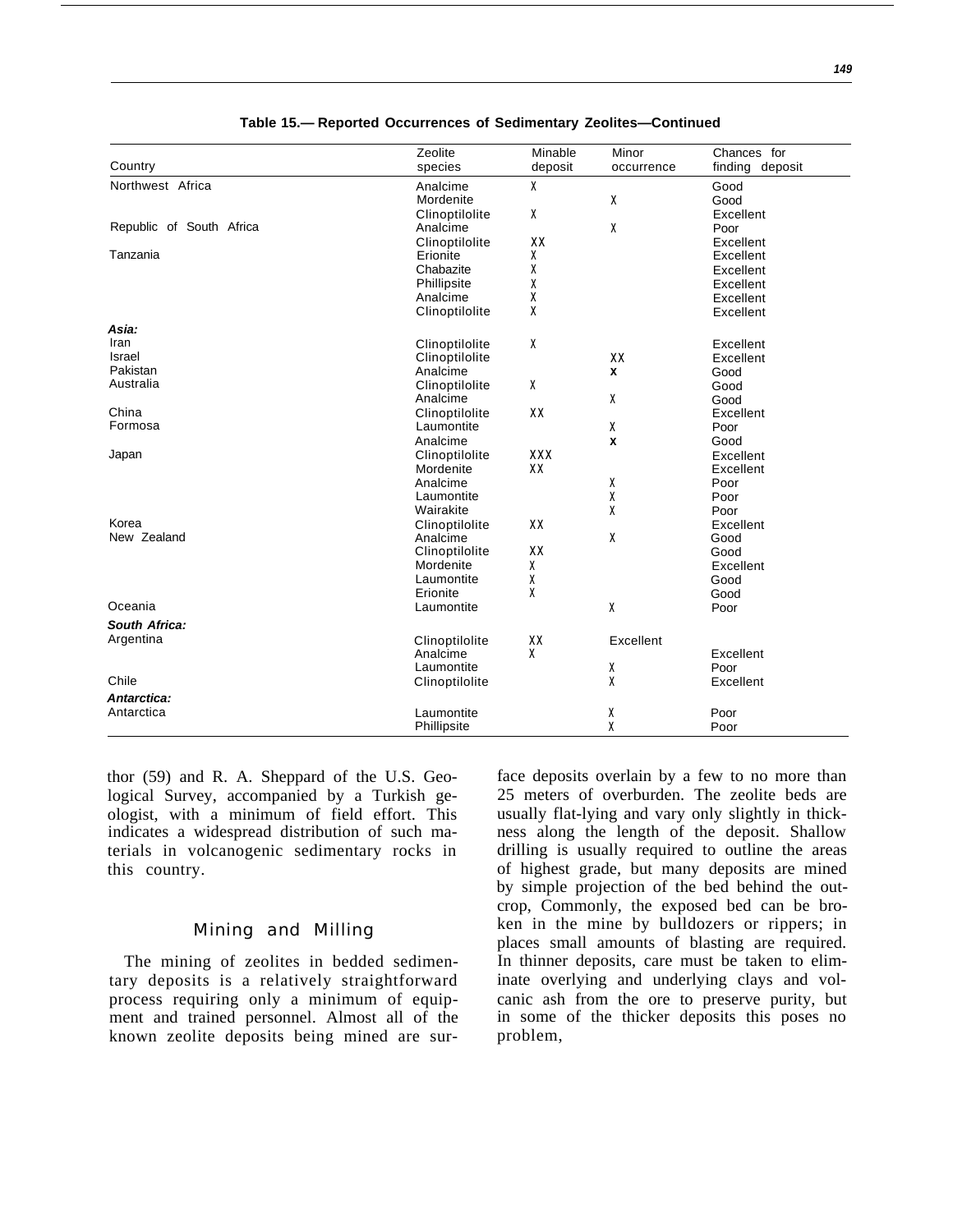**Table 15.— Reported Occurrences of Sedimentary Zeolites—Continued**

| Country | Zeolite species | Minable deposit | Minor occurrence | Chances for finding deposit |
|---|---|---|---|---|
| Northwest Africa | Analcime | X | | Good |
| | Mordenite | | X | Good |
| | Clinoptilolite | X | | Excellent |
| Republic of South Africa | Analcime | | X | Poor |
| | Clinoptilolite | XX | | Excellent |
| Tanzania | Erionite | X | | Excellent |
| | Chabazite | X | | Excellent |
| | Phillipsite | X | | Excellent |
| | Analcime | X | | Excellent |
| | Clinoptilolite | X | | Excellent |
| ***Asia:*** | | | | |
| Iran | Clinoptilolite | X | | Excellent |
| Israel | Clinoptilolite | | XX | Excellent |
| Pakistan | Analcime | | X | Good |
| Australia | Clinoptilolite | X | | Good |
| | Analcime | | X | Good |
| China | Clinoptilolite | XX | | Excellent |
| Formosa | Laumontite | | X | Poor |
| | Analcime | | X | Good |
| Japan | Clinoptilolite | XXX | | Excellent |
| | Mordenite | XX | | Excellent |
| | Analcime | | X | Poor |
| | Laumontite | | X | Poor |
| | Wairakite | | X | Poor |
| Korea | Clinoptilolite | XX | | Excellent |
| New Zealand | Analcime | | X | Good |
| | Clinoptilolite | XX | | Good |
| | Mordenite | X | | Excellent |
| | Laumontite | X | | Good |
| | Erionite | X | | Good |
| Oceania | Laumontite | | X | Poor |
| ***South Africa:*** | | | | |
| Argentina | Clinoptilolite | XX | Excellent | |
| | Analcime | X | | Excellent |
| | Laumontite | | X | Poor |
| Chile | Clinoptilolite | | X | Excellent |
| ***Antarctica:*** | | | | |
| Antarctica | Laumontite | | X | Poor |
| | Phillipsite | | X | Poor |

thor (59) and R. A. Sheppard of the U.S. Geological Survey, accompanied by a Turkish geologist, with a minimum of field effort. This indicates a widespread distribution of such materials in volcanogenic sedimentary rocks in this country.

## Mining and Milling

The mining of zeolites in bedded sedimentary deposits is a relatively straightforward process requiring only a minimum of equipment and trained personnel. Almost all of the known zeolite deposits being mined are surface deposits overlain by a few to no more than 25 meters of overburden. The zeolite beds are usually flat-lying and vary only slightly in thickness along the length of the deposit. Shallow drilling is usually required to outline the areas of highest grade, but many deposits are mined by simple projection of the bed behind the outcrop, Commonly, the exposed bed can be broken in the mine by bulldozers or rippers; in places small amounts of blasting are required. In thinner deposits, care must be taken to eliminate overlying and underlying clays and volcanic ash from the ore to preserve purity, but in some of the thicker deposits this poses no problem,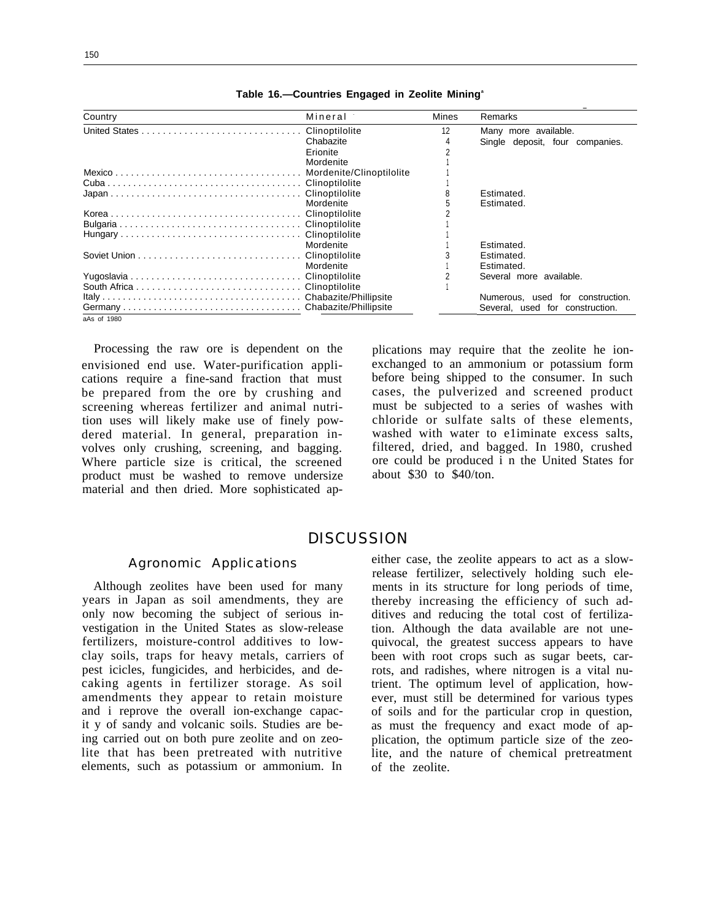**Table 16.—Countries Engaged in Zeolite Mining[a]**

| Country | Mineral | Mines | Remarks |
|---|---|---|---|
| United States | Clinoptilolite | 12 | Many more available. |
| | Chabazite | 4 | Single deposit, four companies. |
| | Erionite | 2 | |
| | Mordenite | 1 | |
| Mexico | Mordenite/Clinoptilolite | 1 | |
| Cuba | Clinoptilolite | 1 | |
| Japan | Clinoptilolite | 8 | Estimated. |
| | Mordenite | 5 | Estimated. |
| Korea | Clinoptilolite | 2 | |
| Bulgaria | Clinoptilolite | 1 | |
| Hungary | Clinoptilolite | 1 | |
| | Mordenite | 1 | Estimated. |
| Soviet Union | Clinoptilolite | 3 | Estimated. |
| | Mordenite | 1 | Estimated. |
| Yugoslavia | Clinoptilolite | 2 | Several more available. |
| South Africa | Clinoptilolite | 1 | |
| Italy | Chabazite/Phillipsite | | Numerous, used for construction. |
| Germany | Chabazite/Phillipsite | | Several, used for construction. |

[a]As of 1980

Processing the raw ore is dependent on the envisioned end use. Water-purification applications require a fine-sand fraction that must be prepared from the ore by crushing and screening whereas fertilizer and animal nutrition uses will likely make use of finely powdered material. In general, preparation involves only crushing, screening, and bagging. Where particle size is critical, the screened product must be washed to remove undersize material and then dried. More sophisticated applications may require that the zeolite he ion-exchanged to an ammonium or potassium form before being shipped to the consumer. In such cases, the pulverized and screened product must be subjected to a series of washes with chloride or sulfate salts of these elements, washed with water to e1iminate excess salts, filtered, dried, and bagged. In 1980, crushed ore could be produced i n the United States for about $30 to $40/ton.

# DISCUSSION

## Agronomic Applications

Although zeolites have been used for many years in Japan as soil amendments, they are only now becoming the subject of serious investigation in the United States as slow-release fertilizers, moisture-control additives to low-clay soils, traps for heavy metals, carriers of pest icicles, fungicides, and herbicides, and decaking agents in fertilizer storage. As soil amendments they appear to retain moisture and i reprove the overall ion-exchange capacit y of sandy and volcanic soils. Studies are being carried out on both pure zeolite and on zeolite that has been pretreated with nutritive elements, such as potassium or ammonium. In either case, the zeolite appears to act as a slow-release fertilizer, selectively holding such elements in its structure for long periods of time, thereby increasing the efficiency of such additives and reducing the total cost of fertilization. Although the data available are not unequivocal, the greatest success appears to have been with root crops such as sugar beets, carrots, and radishes, where nitrogen is a vital nutrient. The optimum level of application, however, must still be determined for various types of soils and for the particular crop in question, as must the frequency and exact mode of application, the optimum particle size of the zeolite, and the nature of chemical pretreatment of the zeolite.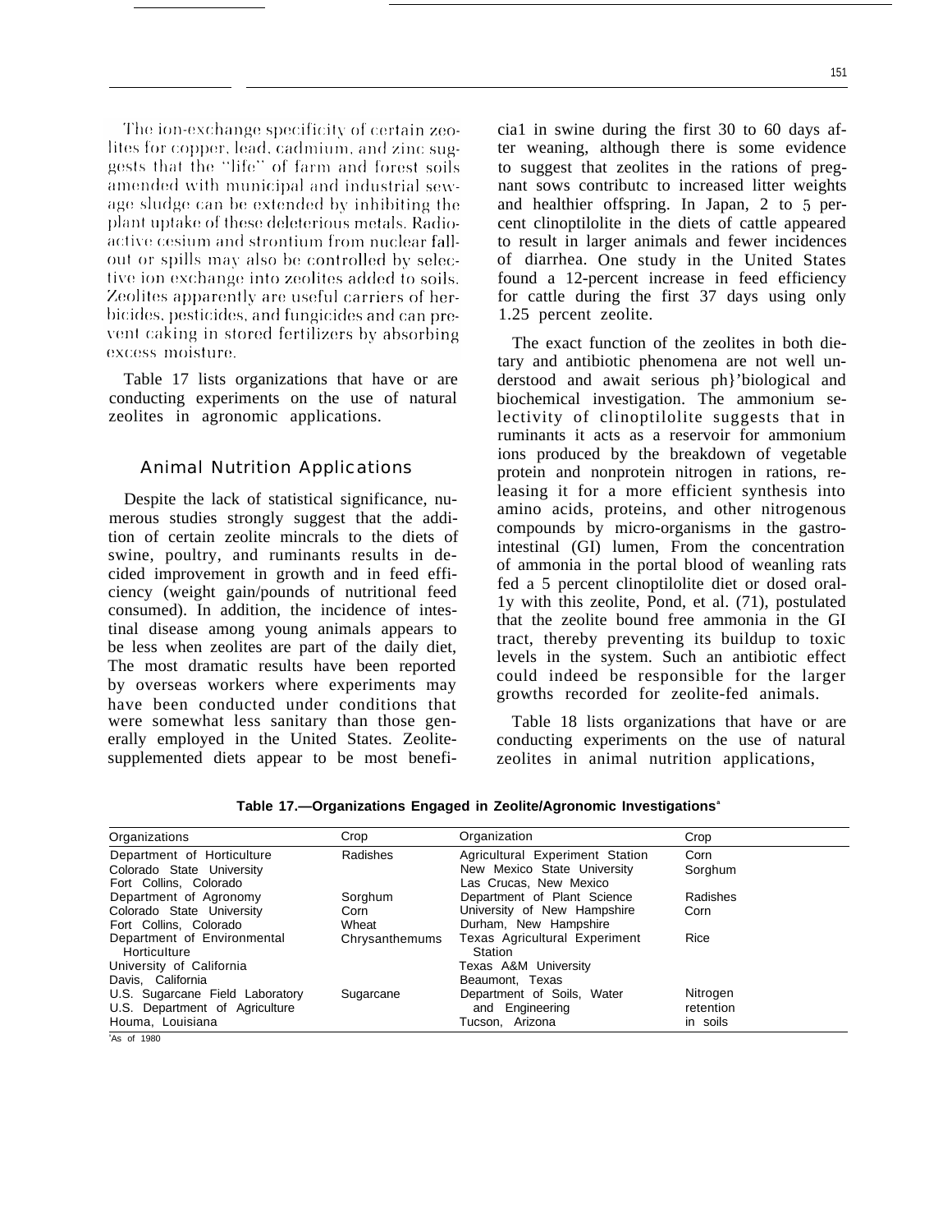The ion-exchange specificity of certain zeolites for copper, lead, cadmium, and zinc suggests that the "life" of farm and forest soils amended with municipal and industrial sewage sludge can be extended by inhibiting the plant uptake of these deleterious metals. Radioactive cesium and strontium from nuclear fallout or spills may also be controlled by selective ion exchange into zeolites added to soils. Zeolites apparently are useful carriers of herbicides, pesticides, and fungicides and can prevent caking in stored fertilizers by absorbing excess moisture.

Table 17 lists organizations that have or are conducting experiments on the use of natural zeolites in agronomic applications.

## Animal Nutrition Applications

Despite the lack of statistical significance, numerous studies strongly suggest that the addition of certain zeolite mincrals to the diets of swine, poultry, and ruminants results in decided improvement in growth and in feed efficiency (weight gain/pounds of nutritional feed consumed). In addition, the incidence of intestinal disease among young animals appears to be less when zeolites are part of the daily diet, The most dramatic results have been reported by overseas workers where experiments may have been conducted under conditions that were somewhat less sanitary than those generally employed in the United States. Zeolite-supplemented diets appear to be most beneficia1 in swine during the first 30 to 60 days after weaning, although there is some evidence to suggest that zeolites in the rations of pregnant sows contributc to increased litter weights and healthier offspring. In Japan, 2 to 5 percent clinoptilolite in the diets of cattle appeared to result in larger animals and fewer incidences of diarrhea. One study in the United States found a 12-percent increase in feed efficiency for cattle during the first 37 days using only 1.25 percent zeolite.

The exact function of the zeolites in both dietary and antibiotic phenomena are not well understood and await serious ph}'biological and biochemical investigation. The ammonium selectivity of clinoptilolite suggests that in ruminants it acts as a reservoir for ammonium ions produced by the breakdown of vegetable protein and nonprotein nitrogen in rations, releasing it for a more efficient synthesis into amino acids, proteins, and other nitrogenous compounds by micro-organisms in the gastrointestinal (GI) lumen, From the concentration of ammonia in the portal blood of weanling rats fed a 5 percent clinoptilolite diet or dosed oral-1y with this zeolite, Pond, et al. (71), postulated that the zeolite bound free ammonia in the GI tract, thereby preventing its buildup to toxic levels in the system. Such an antibiotic effect could indeed be responsible for the larger growths recorded for zeolite-fed animals.

Table 18 lists organizations that have or are conducting experiments on the use of natural zeolites in animal nutrition applications,

**Table 17.—Organizations Engaged in Zeolite/Agronomic Investigations**[a]

| Organizations | Crop | Organization | Crop |
|---|---|---|---|
| Department of Horticulture<br>Colorado State University<br>Fort Collins, Colorado | Radishes | Agricultural Experiment Station<br>New Mexico State University<br>Las Crucas, New Mexico | Corn<br>Sorghum |
| Department of Agronomy<br>Colorado State University<br>Fort Collins, Colorado | Sorghum<br>Corn<br>Wheat | Department of Plant Science<br>University of New Hampshire<br>Durham, New Hampshire | Radishes<br>Corn |
| Department of Environmental Horticulture<br>University of California<br>Davis, California | Chrysanthemums | Texas Agricultural Experiment Station<br>Texas A&M University<br>Beaumont, Texas | Rice |
| U.S. Sugarcane Field Laboratory<br>U.S. Department of Agriculture<br>Houma, Louisiana | Sugarcane | Department of Soils, Water and Engineering<br>Tucson, Arizona | Nitrogen retention in soils |

[a]As of 1980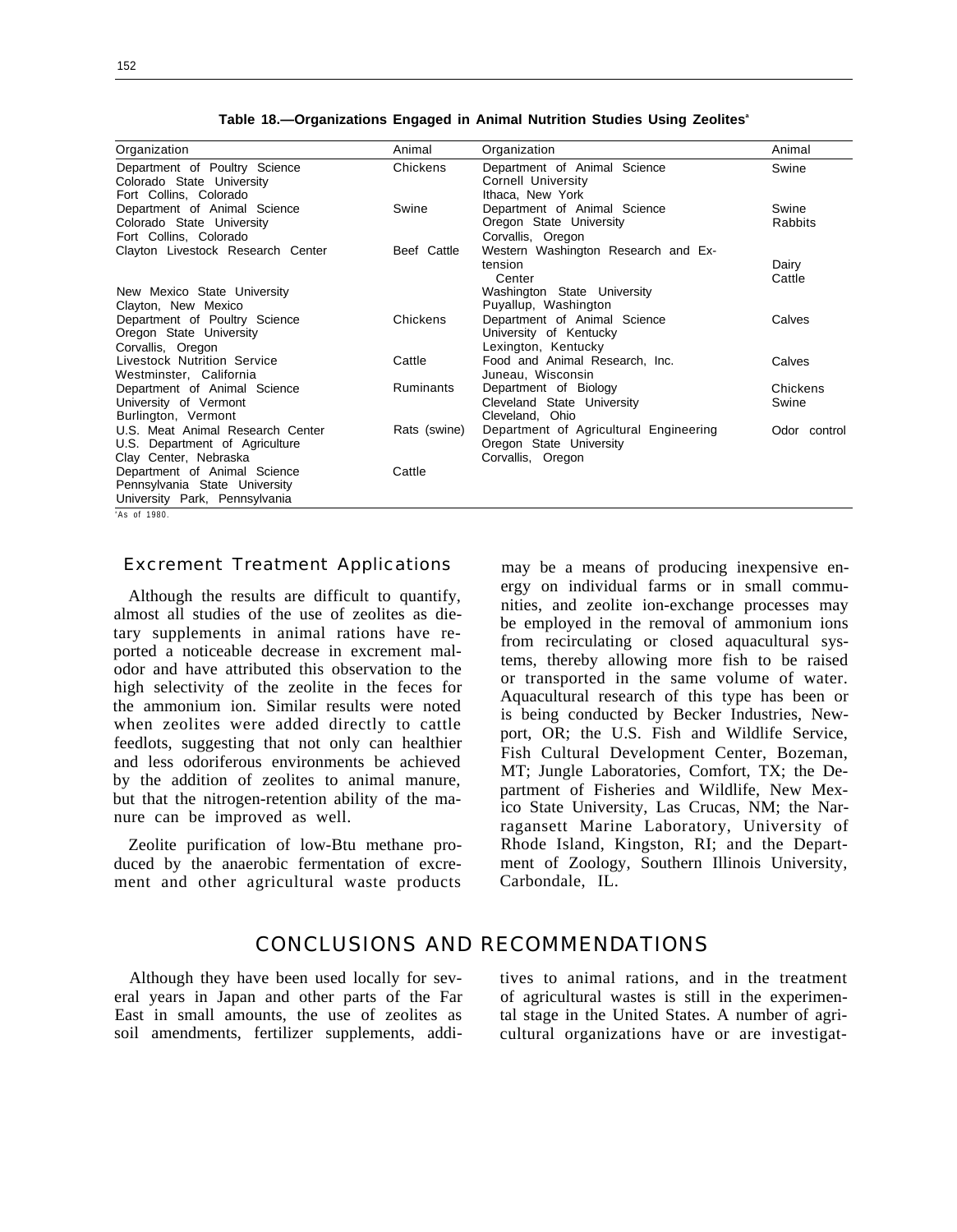**Table 18.—Organizations Engaged in Animal Nutrition Studies Using Zeolites[a]**

| Organization | Animal | Organization | Animal |
|---|---|---|---|
| Department of Poultry Science Colorado State University Fort Collins, Colorado | Chickens | Department of Animal Science Cornell University Ithaca, New York | Swine |
| Department of Animal Science Colorado State University Fort Collins, Colorado | Swine | Department of Animal Science Oregon State University Corvallis, Oregon | Swine Rabbits |
| Clayton Livestock Research Center New Mexico State University Clayton, New Mexico | Beef Cattle | Western Washington Research and Extension Center Washington State University Puyallup, Washington | Dairy Cattle |
| Department of Poultry Science Oregon State University Corvallis, Oregon | Chickens | Department of Animal Science University of Kentucky Lexington, Kentucky | Calves |
| Livestock Nutrition Service Westminster, California | Cattle | Food and Animal Research, Inc. Juneau, Wisconsin | Calves |
| Department of Animal Science University of Vermont Burlington, Vermont | Ruminants | Department of Biology Cleveland State University Cleveland, Ohio | Chickens Swine |
| U.S. Meat Animal Research Center U.S. Department of Agriculture Clay Center, Nebraska | Rats (swine) | Department of Agricultural Engineering Oregon State University Corvallis, Oregon | Odor control |
| Department of Animal Science Pennsylvania State University University Park, Pennsylvania | Cattle | | |

[a]As of 1980.

## Excrement Treatment Applications

Although the results are difficult to quantify, almost all studies of the use of zeolites as dietary supplements in animal rations have reported a noticeable decrease in excrement malodor and have attributed this observation to the high selectivity of the zeolite in the feces for the ammonium ion. Similar results were noted when zeolites were added directly to cattle feedlots, suggesting that not only can healthier and less odoriferous environments be achieved by the addition of zeolites to animal manure, but that the nitrogen-retention ability of the manure can be improved as well.

Zeolite purification of low-Btu methane produced by the anaerobic fermentation of excrement and other agricultural waste products may be a means of producing inexpensive energy on individual farms or in small communities, and zeolite ion-exchange processes may be employed in the removal of ammonium ions from recirculating or closed aquacultural systems, thereby allowing more fish to be raised or transported in the same volume of water. Aquacultural research of this type has been or is being conducted by Becker Industries, Newport, OR; the U.S. Fish and Wildlife Service, Fish Cultural Development Center, Bozeman, MT; Jungle Laboratories, Comfort, TX; the Department of Fisheries and Wildlife, New Mexico State University, Las Crucas, NM; the Narragansett Marine Laboratory, University of Rhode Island, Kingston, RI; and the Department of Zoology, Southern Illinois University, Carbondale, IL.

# CONCLUSIONS AND RECOMMENDATIONS

Although they have been used locally for several years in Japan and other parts of the Far East in small amounts, the use of zeolites as soil amendments, fertilizer supplements, additives to animal rations, and in the treatment of agricultural wastes is still in the experimental stage in the United States. A number of agricultural organizations have or are investigat-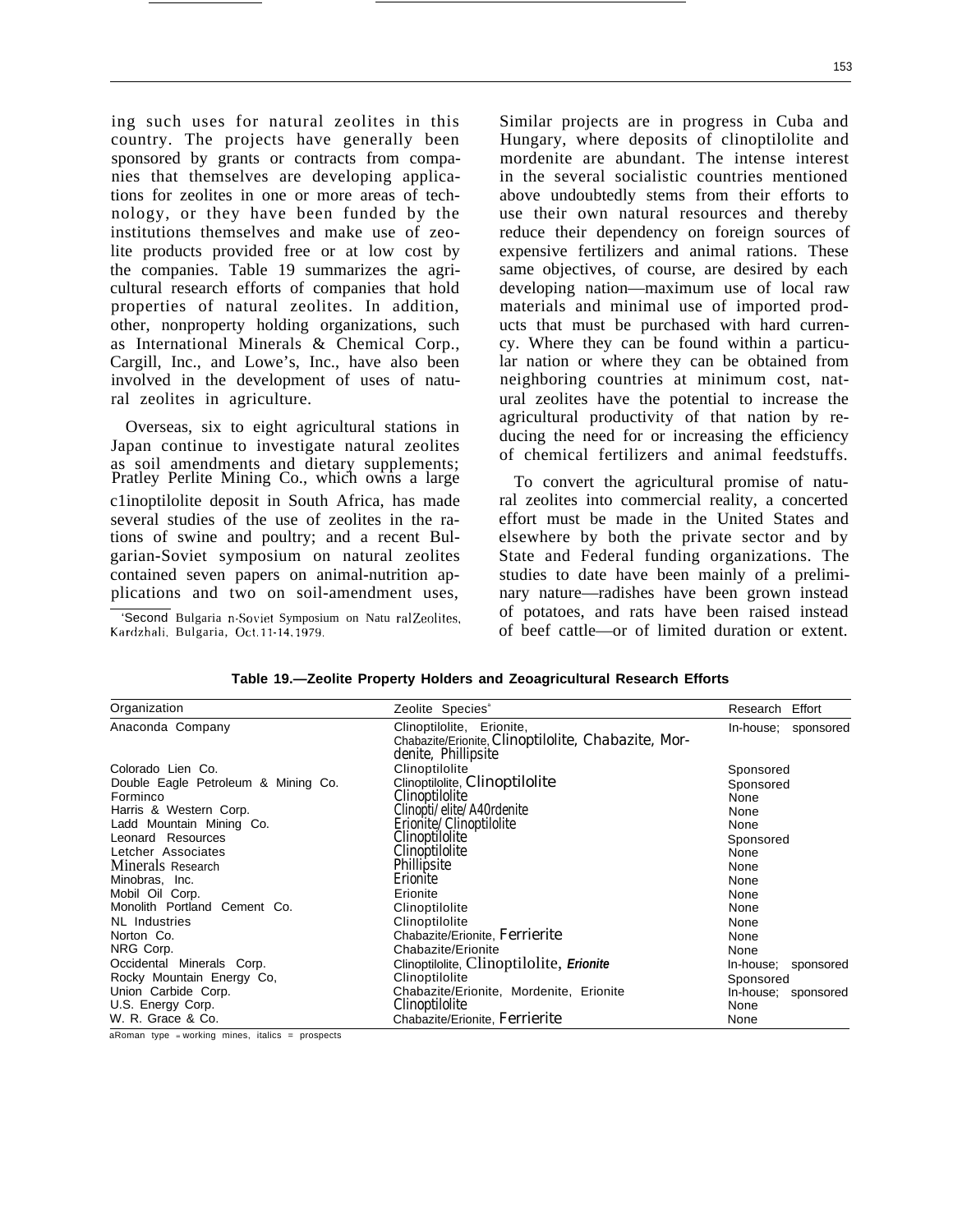ing such uses for natural zeolites in this country. The projects have generally been sponsored by grants or contracts from companies that themselves are developing applications for zeolites in one or more areas of technology, or they have been funded by the institutions themselves and make use of zeolite products provided free or at low cost by the companies. Table 19 summarizes the agricultural research efforts of companies that hold properties of natural zeolites. In addition, other, nonproperty holding organizations, such as International Minerals & Chemical Corp., Cargill, Inc., and Lowe's, Inc., have also been involved in the development of uses of natural zeolites in agriculture.

Overseas, six to eight agricultural stations in Japan continue to investigate natural zeolites as soil amendments and dietary supplements; Pratley Perlite Mining Co., which owns a large c1inoptilolite deposit in South Africa, has made several studies of the use of zeolites in the rations of swine and poultry; and a recent Bulgarian-Soviet symposium on natural zeolites contained seven papers on animal-nutrition applications and two on soil-amendment uses, Similar projects are in progress in Cuba and Hungary, where deposits of clinoptilolite and mordenite are abundant. The intense interest in the several socialistic countries mentioned above undoubtedly stems from their efforts to use their own natural resources and thereby reduce their dependency on foreign sources of expensive fertilizers and animal rations. These same objectives, of course, are desired by each developing nation—maximum use of local raw materials and minimal use of imported products that must be purchased with hard currency. Where they can be found within a particular nation or where they can be obtained from neighboring countries at minimum cost, natural zeolites have the potential to increase the agricultural productivity of that nation by reducing the need for or increasing the efficiency of chemical fertilizers and animal feedstuffs.

To convert the agricultural promise of natural zeolites into commercial reality, a concerted effort must be made in the United States and elsewhere by both the private sector and by State and Federal funding organizations. The studies to date have been mainly of a preliminary nature—radishes have been grown instead of potatoes, and rats have been raised instead of beef cattle—or of limited duration or extent.

[1] Second Bulgaria n-Soviet Symposium on Natu ralZeolites, Kardzhali, Bulgaria, Oct.11-14,1979.

**Table 19.—Zeolite Property Holders and Zeoagricultural Research Efforts**

| Organization | Zeolite Species[a] | Research Effort |
|---|---|---|
| Anaconda Company | Clinoptilolite, Erionite, Chabazite/Erionite, *Clinoptilolite, Chabazite, Mordenite, Phillipsite* | In-house; sponsored |
| Colorado Lien Co. | Clinoptilolite | Sponsored |
| Double Eagle Petroleum & Mining Co. | Clinoptilolite, *Clinoptilolite* | Sponsored |
| Forminco | *Clinoptilolite* | None |
| Harris & Western Corp. | *Clinopti/elite/A40rdenite* | None |
| Ladd Mountain Mining Co. | *Erionite/Clinoptilolite* | None |
| Leonard Resources | *Clinoptilolite* | Sponsored |
| Letcher Associates | *Clinoptilolite* | None |
| Minerals Research | *Phillipsite* | None |
| Minobras, Inc. | *Erionite* | None |
| Mobil Oil Corp. | Erionite | None |
| Monolith Portland Cement Co. | Clinoptilolite | None |
| NL Industries | Clinoptilolite | None |
| Norton Co. | Chabazite/Erionite, *Ferrierite* | None |
| NRG Corp. | Chabazite/Erionite | None |
| Occidental Minerals Corp. | Clinoptilolite, *Clinoptilolite, Erionite* | In-house; sponsored |
| Rocky Mountain Energy Co, | Clinoptilolite | Sponsored |
| Union Carbide Corp. | Chabazite/Erionite, Mordenite, Erionite | In-house; sponsored |
| U.S. Energy Corp. | *Clinoptilolite* | None |
| W. R. Grace & Co. | Chabazite/Erionite, *Ferrierite* | None |

[a] Roman type = working mines, italics = prospects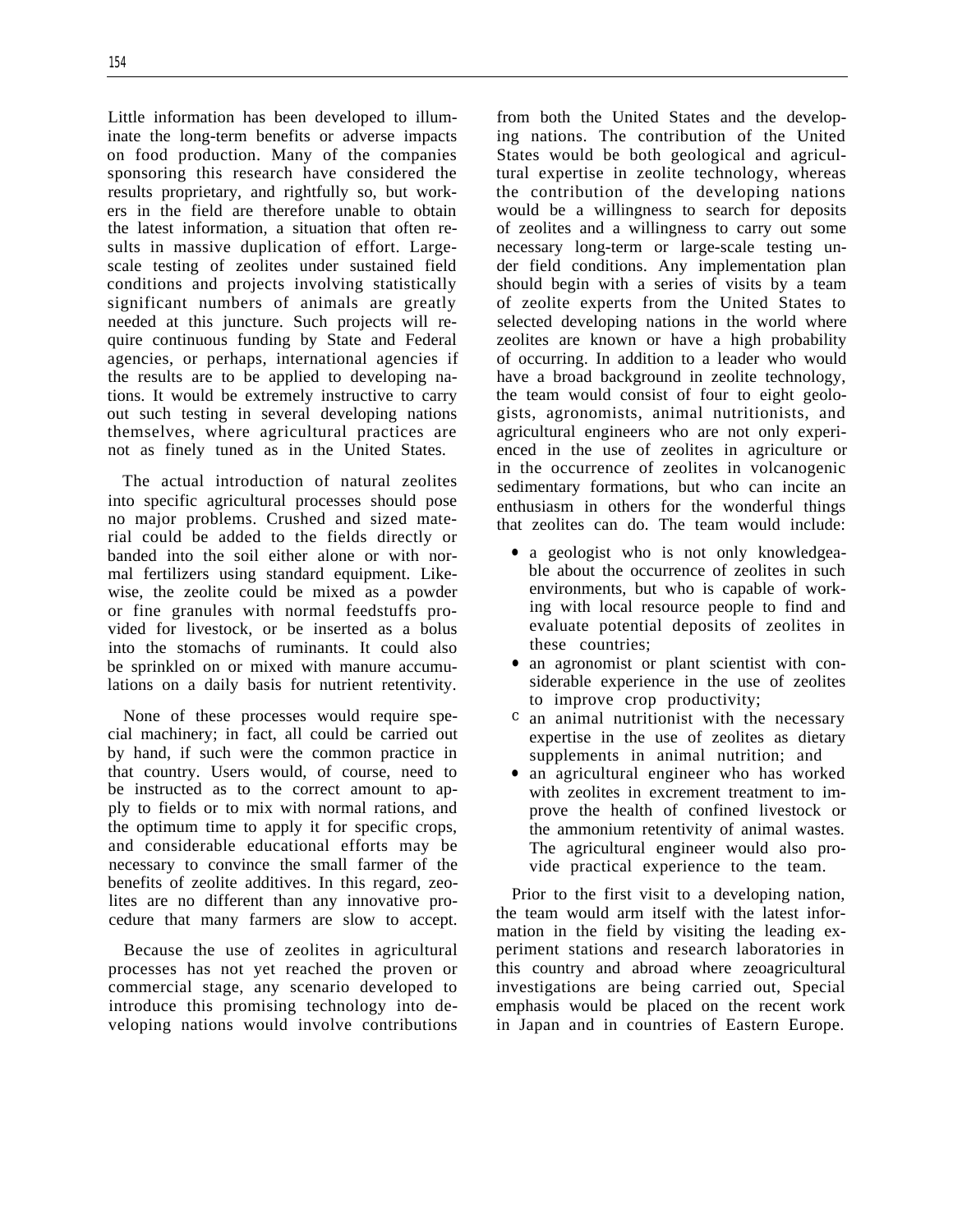Little information has been developed to illuminate the long-term benefits or adverse impacts on food production. Many of the companies sponsoring this research have considered the results proprietary, and rightfully so, but workers in the field are therefore unable to obtain the latest information, a situation that often results in massive duplication of effort. Large-scale testing of zeolites under sustained field conditions and projects involving statistically significant numbers of animals are greatly needed at this juncture. Such projects will require continuous funding by State and Federal agencies, or perhaps, international agencies if the results are to be applied to developing nations. It would be extremely instructive to carry out such testing in several developing nations themselves, where agricultural practices are not as finely tuned as in the United States.

The actual introduction of natural zeolites into specific agricultural processes should pose no major problems. Crushed and sized material could be added to the fields directly or banded into the soil either alone or with normal fertilizers using standard equipment. Likewise, the zeolite could be mixed as a powder or fine granules with normal feedstuffs provided for livestock, or be inserted as a bolus into the stomachs of ruminants. It could also be sprinkled on or mixed with manure accumulations on a daily basis for nutrient retentivity.

None of these processes would require special machinery; in fact, all could be carried out by hand, if such were the common practice in that country. Users would, of course, need to be instructed as to the correct amount to apply to fields or to mix with normal rations, and the optimum time to apply it for specific crops, and considerable educational efforts may be necessary to convince the small farmer of the benefits of zeolite additives. In this regard, zeolites are no different than any innovative procedure that many farmers are slow to accept.

Because the use of zeolites in agricultural processes has not yet reached the proven or commercial stage, any scenario developed to introduce this promising technology into developing nations would involve contributions from both the United States and the developing nations. The contribution of the United States would be both geological and agricultural expertise in zeolite technology, whereas the contribution of the developing nations would be a willingness to search for deposits of zeolites and a willingness to carry out some necessary long-term or large-scale testing under field conditions. Any implementation plan should begin with a series of visits by a team of zeolite experts from the United States to selected developing nations in the world where zeolites are known or have a high probability of occurring. In addition to a leader who would have a broad background in zeolite technology, the team would consist of four to eight geologists, agronomists, animal nutritionists, and agricultural engineers who are not only experienced in the use of zeolites in agriculture or in the occurrence of zeolites in volcanogenic sedimentary formations, but who can incite an enthusiasm in others for the wonderful things that zeolites can do. The team would include:

- a geologist who is not only knowledgeable about the occurrence of zeolites in such environments, but who is capable of working with local resource people to find and evaluate potential deposits of zeolites in these countries;
- an agronomist or plant scientist with considerable experience in the use of zeolites to improve crop productivity;
- an animal nutritionist with the necessary expertise in the use of zeolites as dietary supplements in animal nutrition; and
- an agricultural engineer who has worked with zeolites in excrement treatment to improve the health of confined livestock or the ammonium retentivity of animal wastes. The agricultural engineer would also provide practical experience to the team.

Prior to the first visit to a developing nation, the team would arm itself with the latest information in the field by visiting the leading experiment stations and research laboratories in this country and abroad where zeoagricultural investigations are being carried out, Special emphasis would be placed on the recent work in Japan and in countries of Eastern Europe.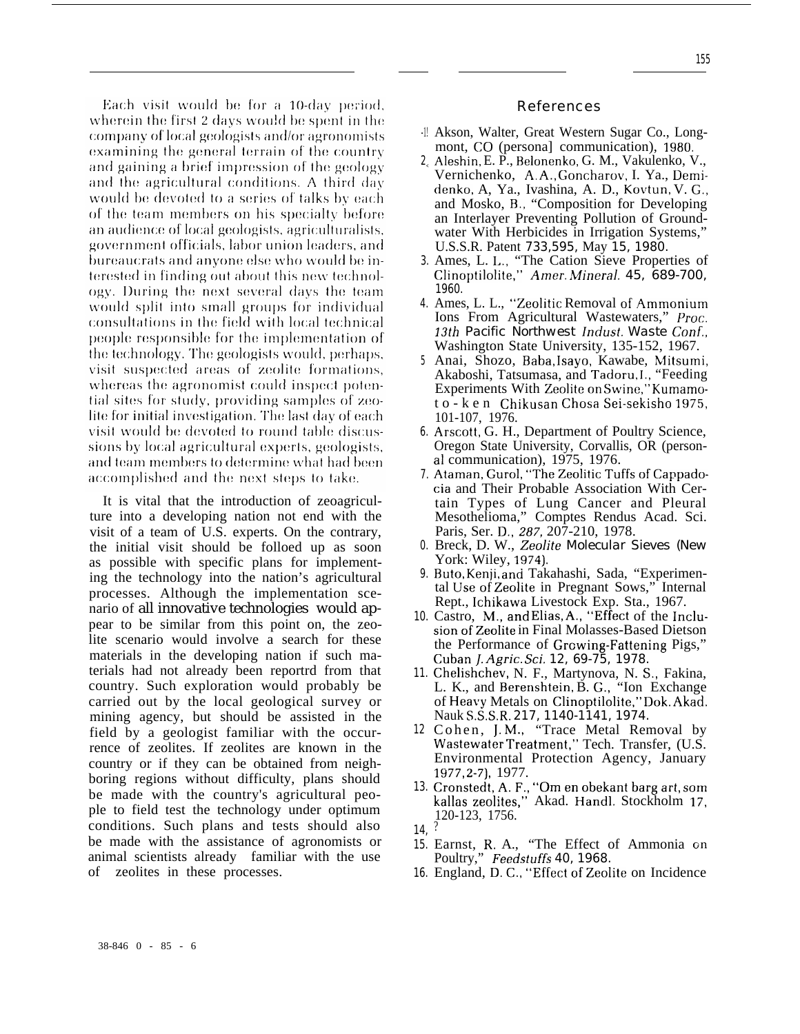Each visit would be for a 10-day period, wherein the first 2 days would be spent in the company of local geologists and/or agronomists examining the general terrain of the country and gaining a brief impression of the geology and the agricultural conditions. A third day would be devoted to a series of talks by each of the team members on his specialty before an audience of local geologists, agriculturalists, government officials, labor union leaders, and bureaucrats and anyone else who would be interested in finding out about this new technology. During the next several days the team would split into small groups for individual consultations in the field with local technical people responsible for the implementation of the technology. The geologists would, perhaps, visit suspected areas of zeolite formations, whereas the agronomist could inspect potential sites for study, providing samples of zeolite for initial investigation. The last day of each visit would be devoted to round table discussions by local agricultural experts, geologists, and team members to determine what had been accomplished and the next steps to take.

It is vital that the introduction of zeoagriculture into a developing nation not end with the visit of a team of U.S. experts. On the contrary, the initial visit should be folloed up as soon as possible with specific plans for implementing the technology into the nation's agricultural processes. Although the implementation scenario of all innovative technologies would appear to be similar from this point on, the zeolite scenario would involve a search for these materials in the developing nation if such materials had not already been reportrd from that country. Such exploration would probably be carried out by the local geological survey or mining agency, but should be assisted in the field by a geologist familiar with the occurrence of zeolites. If zeolites are known in the country or if they can be obtained from neighboring regions without difficulty, plans should be made with the country's agricultural people to field test the technology under optimum conditions. Such plans and tests should also be made with the assistance of agronomists or animal scientists already familiar with the use of zeolites in these processes.

## References

1. Akson, Walter, Great Western Sugar Co., Longmont, CO (persona] communication), 1980.
2. Aleshin, E. P., Belonenko, G. M., Vakulenko, V., Vernichenko, A.A., Goncharov, I. Ya., Demidenko, A, Ya., Ivashina, A. D., Kovtun, V. G., and Mosko, B., "Composition for Developing an Interlayer Preventing Pollution of Groundwater With Herbicides in Irrigation Systems," U.S.S.R. Patent 733,595, May 15, 1980.
3. Ames, L. L., "The Cation Sieve Properties of Clinoptilolite," *Amer. Mineral.* 45, 689-700, 1960.
4. Ames, L. L., "Zeolitic Removal of Ammonium Ions From Agricultural Wastewaters," *Proc. 13th Pacific Northwest Indust. Waste Conf.*, Washington State University, 135-152, 1967.
5. Anai, Shozo, Baba, Isayo, Kawabe, Mitsumi, Akaboshi, Tatsumasa, and Tadoru, I., "Feeding Experiments With Zeolite on Swine," Kumamoto-ken Chikusan Chosa Sei-sekisho 1975, 101-107, 1976.
6. Arscott, G. H., Department of Poultry Science, Oregon State University, Corvallis, OR (personal communication), 1975, 1976.
7. Ataman, Gurol, "The Zeolitic Tuffs of Cappadocia and Their Probable Association With Certain Types of Lung Cancer and Pleural Mesothelioma," Comptes Rendus Acad. Sci. Paris, Ser. D., *287*, 207-210, 1978.
8. Breck, D. W., *Zeolite Molecular Sieves* (New York: Wiley, 1974).
9. Buto, Kenji, and Takahashi, Sada, "Experimental Use of Zeolite in Pregnant Sows," Internal Rept., Ichikawa Livestock Exp. Sta., 1967.
10. Castro, M., and Elias, A., "Effect of the Inclusion of Zeolite in Final Molasses-Based Dietson the Performance of Growing-Fattening Pigs," Cuban *J. Agric. Sci.* 12, 69-75, 1978.
11. Chelishchev, N. F., Martynova, N. S., Fakina, L. K., and Berenshtein, B. G., "Ion Exchange of Heavy Metals on Clinoptilolite," Dok. Akad. Nauk S.S.S.R. 217, 1140-1141, 1974.
12. Cohen, J. M., "Trace Metal Removal by Wastewater Treatment," Tech. Transfer, (U.S. Environmental Protection Agency, January 1977, 2-7), 1977.
13. Cronstedt, A. F., "Om en obekant barg art, som kallas zeolites," Akad. Handl. Stockholm 17, 120-123, 1756.
14. ?
15. Earnst, R. A., "The Effect of Ammonia on Poultry," *Feedstuffs* 40, 1968.
16. England, D. C., "Effect of Zeolite on Incidence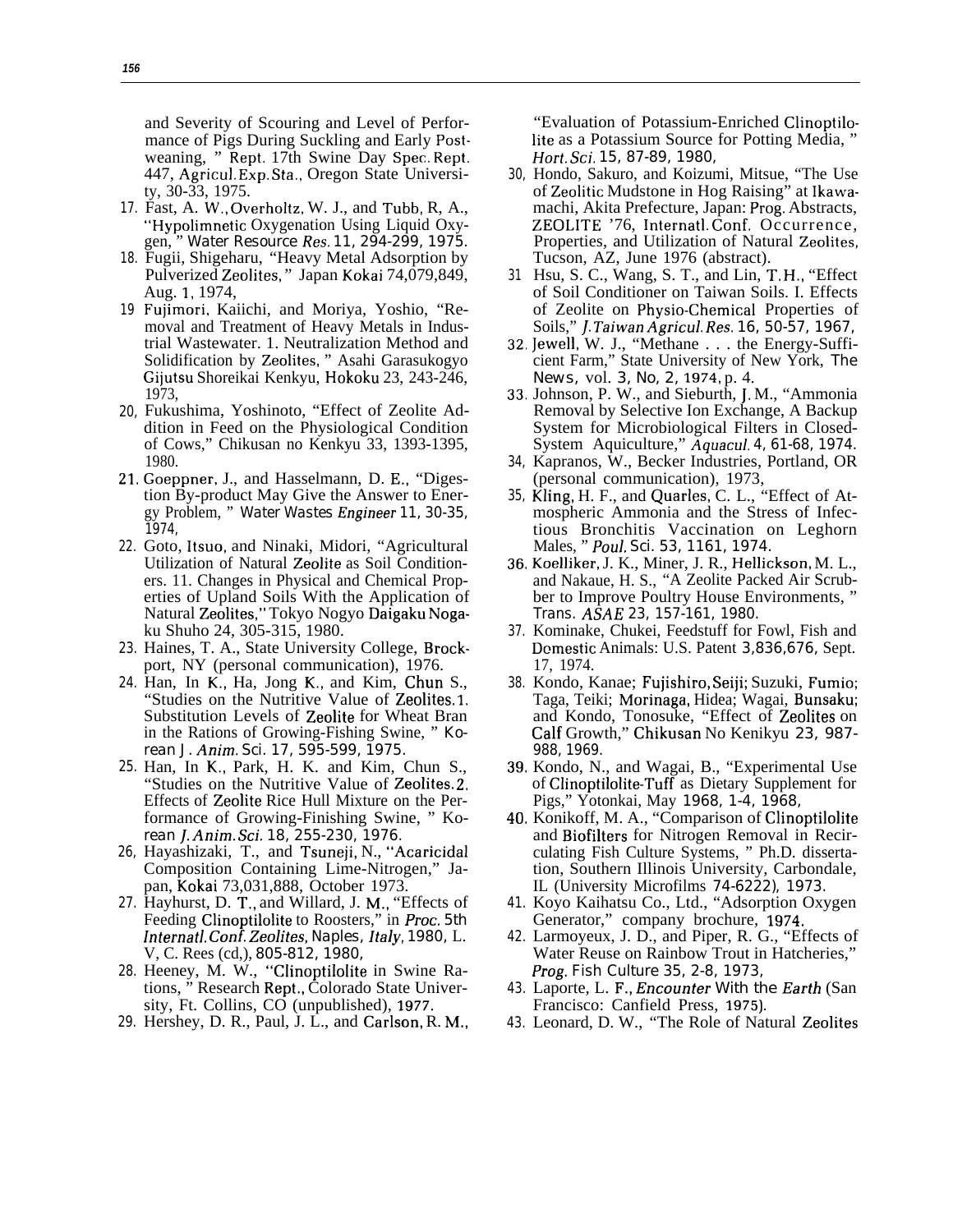and Severity of Scouring and Level of Performance of Pigs During Suckling and Early Postweaning, " Rept. 17th Swine Day Spec. Rept. 447, Agricul. Exp. Sta., Oregon State University, 30-33, 1975.

17. Fast, A. W., Overholtz, W. J., and Tubb, R, A., "Hypolimnetic Oxygenation Using Liquid Oxygen, " *Water Resource Res.* 11, 294-299, 1975.
18. Fugii, Shigeharu, "Heavy Metal Adsorption by Pulverized Zeolites, " Japan Kokai 74,079,849, Aug. 1, 1974,
19. Fujimori, Kaiichi, and Moriya, Yoshio, "Removal and Treatment of Heavy Metals in Industrial Wastewater. 1. Neutralization Method and Solidification by Zeolites, " Asahi Garasukogyo Gijutsu Shoreikai Kenkyu, Hokoku 23, 243-246, 1973,
20. Fukushima, Yoshinoto, "Effect of Zeolite Addition in Feed on the Physiological Condition of Cows," Chikusan no Kenkyu 33, 1393-1395, 1980.
21. Goeppner, J., and Hasselmann, D. E., "Digestion By-product May Give the Answer to Energy Problem, " *Water Wastes Engineer* 11, 30-35, 1974,
22. Goto, Itsuo, and Ninaki, Midori, "Agricultural Utilization of Natural Zeolite as Soil Conditioners. 11. Changes in Physical and Chemical Properties of Upland Soils With the Application of Natural Zeolites," Tokyo Nogyo Daigaku Nogaku Shuho 24, 305-315, 1980.
23. Haines, T. A., State University College, Brockport, NY (personal communication), 1976.
24. Han, In K., Ha, Jong K., and Kim, Chun S., "Studies on the Nutritive Value of Zeolites. 1. Substitution Levels of Zeolite for Wheat Bran in the Rations of Growing-Fishing Swine, " *Korean J. Anim. Sci.* 17, 595-599, 1975.
25. Han, In K., Park, H. K. and Kim, Chun S., "Studies on the Nutritive Value of Zeolites. 2. Effects of Zeolite Rice Hull Mixture on the Performance of Growing-Finishing Swine, " *Korean J. Anim. Sci.* 18, 255-230, 1976.
26. Hayashizaki, T., and Tsuneji, N., "Acaricidal Composition Containing Lime-Nitrogen," Japan, Kokai 73,031,888, October 1973.
27. Hayhurst, D. T., and Willard, J. M., "Effects of Feeding Clinoptilolite to Roosters," in *Proc. 5th Internatl. Conf. Zeolites*, Naples, *Italy*, 1980, L. V, C. Rees (cd,), 805-812, 1980,
28. Heeney, M. W., "Clinoptilolite in Swine Rations, " Research Rept., Colorado State University, Ft. Collins, CO (unpublished), 1977.
29. Hershey, D. R., Paul, J. L., and Carlson, R. M., "Evaluation of Potassium-Enriched Clinoptilolite as a Potassium Source for Potting Media, " *Hort. Sci.* 15, 87-89, 1980,
30. Hondo, Sakuro, and Koizumi, Mitsue, "The Use of Zeolitic Mudstone in Hog Raising" at Ikawamachi, Akita Prefecture, Japan: Prog. Abstracts, ZEOLITE '76, Internatl. Conf. Occurrence, Properties, and Utilization of Natural Zeolites, Tucson, AZ, June 1976 (abstract).
31. Hsu, S. C., Wang, S. T., and Lin, T. H., "Effect of Soil Conditioner on Taiwan Soils. I. Effects of Zeolite on Physio-Chemical Properties of Soils," *J. Taiwan Agricul. Res.* 16, 50-57, 1967,
32. Jewell, W. J., "Methane . . . the Energy-Sufficient Farm," State University of New York, *The News*, vol. 3, No, 2, 1974, p. 4.
33. Johnson, P. W., and Sieburth, J. M., "Ammonia Removal by Selective Ion Exchange, A Backup System for Microbiological Filters in Closed-System Aquiculture," *Aquacul.* 4, 61-68, 1974.
34. Kapranos, W., Becker Industries, Portland, OR (personal communication), 1973,
35. Kling, H. F., and Quarles, C. L., "Effect of Atmospheric Ammonia and the Stress of Infectious Bronchitis Vaccination on Leghorn Males, " *Poul. Sci.* 53, 1161, 1974.
36. Koelliker, J. K., Miner, J. R., Hellickson, M. L., and Nakaue, H. S., "A Zeolite Packed Air Scrubber to Improve Poultry House Environments, " *Trans. ASAE* 23, 157-161, 1980.
37. Kominake, Chukei, Feedstuff for Fowl, Fish and Domestic Animals: U.S. Patent 3,836,676, Sept. 17, 1974.
38. Kondo, Kanae; Fujishiro, Seiji; Suzuki, Fumio; Taga, Teiki; Morinaga, Hidea; Wagai, Bunsaku; and Kondo, Tonosuke, "Effect of Zeolites on Calf Growth," Chikusan No Kenikyu 23, 987-988, 1969.
39. Kondo, N., and Wagai, B., "Experimental Use of Clinoptilolite-Tuff as Dietary Supplement for Pigs," Yotonkai, May 1968, 1-4, 1968,
40. Konikoff, M. A., "Comparison of Clinoptilolite and Biofilters for Nitrogen Removal in Recirculating Fish Culture Systems, " Ph.D. dissertation, Southern Illinois University, Carbondale, IL (University Microfilms 74-6222), 1973.
41. Koyo Kaihatsu Co., Ltd., "Adsorption Oxygen Generator," company brochure, 1974.
42. Larmoyeux, J. D., and Piper, R. G., "Effects of Water Reuse on Rainbow Trout in Hatcheries," *Prog.* Fish Culture 35, 2-8, 1973,
43. Laporte, L. F., *Encounter* With the *Earth* (San Francisco: Canfield Press, 1975).
43. Leonard, D. W., "The Role of Natural Zeolites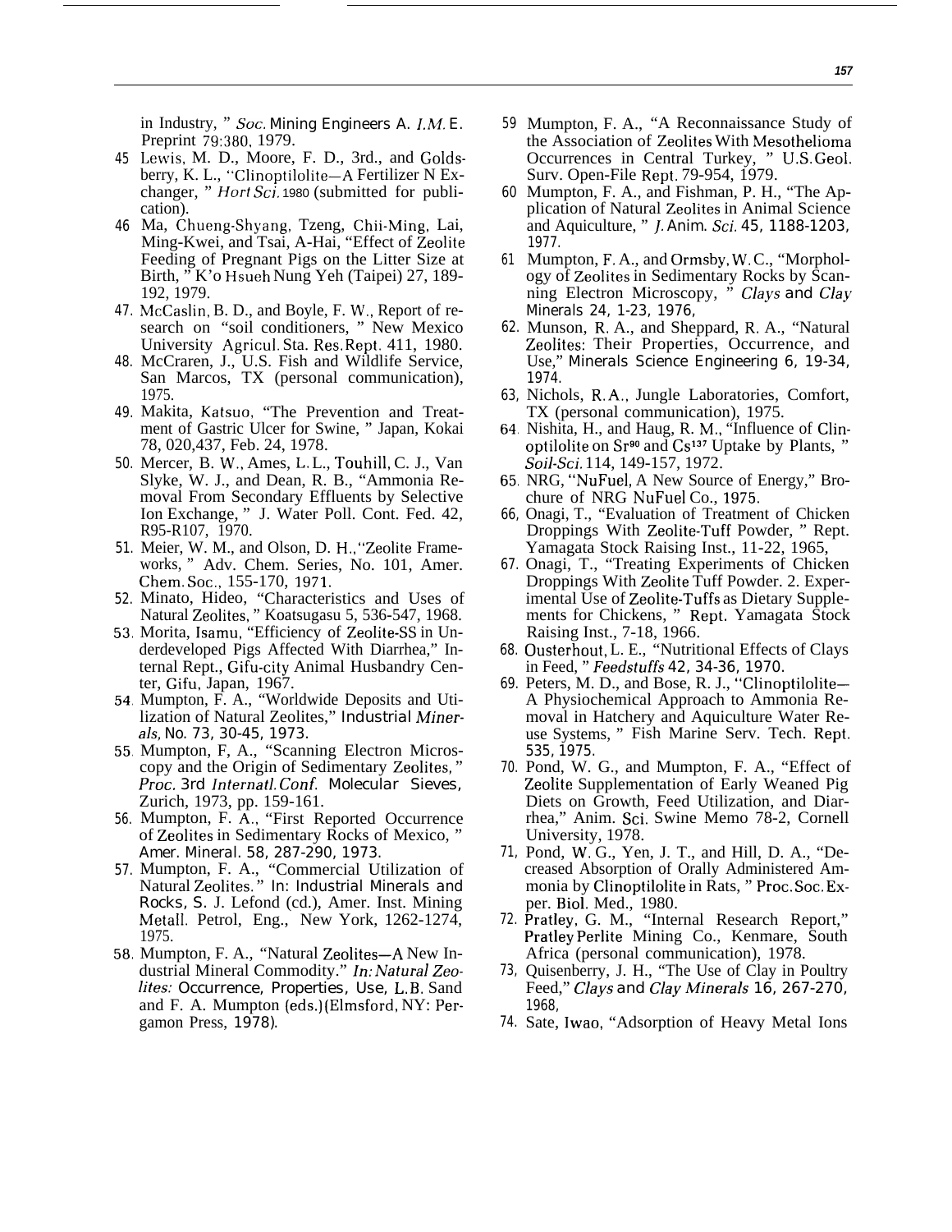in Industry, " *Soc.* Mining Engineers A. *I.M.* E. Preprint 79:380, 1979.

45. Lewis, M. D., Moore, F. D., 3rd., and Goldsberry, K. L., "Clinoptilolite—A Fertilizer N Exchanger, " *Hort Sci.* 1980 (submitted for publication).
46. Ma, Chueng-Shyang, Tzeng, Chii-Ming, Lai, Ming-Kwei, and Tsai, A-Hai, "Effect of Zeolite Feeding of Pregnant Pigs on the Litter Size at Birth, " K'o Hsueh Nung Yeh (Taipei) 27, 189-192, 1979.
47. McCaslin, B. D., and Boyle, F. W., Report of research on "soil conditioners, " New Mexico University Agricul. Sta. Res. Rept. 411, 1980.
48. McCraren, J., U.S. Fish and Wildlife Service, San Marcos, TX (personal communication), 1975.
49. Makita, Katsuo, "The Prevention and Treatment of Gastric Ulcer for Swine, " Japan, Kokai 78, 020,437, Feb. 24, 1978.
50. Mercer, B. W., Ames, L. L., Touhill, C. J., Van Slyke, W. J., and Dean, R. B., "Ammonia Removal From Secondary Effluents by Selective Ion Exchange, " J. Water Poll. Cont. Fed. 42, R95-R107, 1970.
51. Meier, W. M., and Olson, D. H., "Zeolite Frameworks, " Adv. Chem. Series, No. 101, Amer. Chem. Soc., 155-170, 1971.
52. Minato, Hideo, "Characteristics and Uses of Natural Zeolites, " Koatsugasu 5, 536-547, 1968.
53. Morita, Isamu, "Efficiency of Zeolite-SS in Underdeveloped Pigs Affected With Diarrhea," Internal Rept., Gifu-city Animal Husbandry Center, Gifu, Japan, 1967.
54. Mumpton, F. A., "Worldwide Deposits and Utilization of Natural Zeolites," Industrial *Minerals*, No. 73, 30-45, 1973.
55. Mumpton, F, A., "Scanning Electron Microscopy and the Origin of Sedimentary Zeolites, " *Proc.* 3rd *Internatl. Conf.* Molecular Sieves, Zurich, 1973, pp. 159-161.
56. Mumpton, F. A., "First Reported Occurrence of Zeolites in Sedimentary Rocks of Mexico, " Amer. Mineral. 58, 287-290, 1973.
57. Mumpton, F. A., "Commercial Utilization of Natural Zeolites. " In: Industrial Minerals and Rocks, S. J. Lefond (cd.), Amer. Inst. Mining Metall. Petrol, Eng., New York, 1262-1274, 1975.
58. Mumpton, F. A., "Natural Zeolites—A New Industrial Mineral Commodity." *In: Natural Zeolites:* Occurrence, Properties, Use, L.B. Sand and F. A. Mumpton (eds.)(Elmsford, NY: Pergamon Press, 1978).
59. Mumpton, F. A., "A Reconnaissance Study of the Association of Zeolites With Mesothelioma Occurrences in Central Turkey, " U.S. Geol. Surv. Open-File Rept. 79-954, 1979.
60. Mumpton, F. A., and Fishman, P. H., "The Application of Natural Zeolites in Animal Science and Aquiculture, " *J.* Anim. *Sci.* 45, 1188-1203, 1977.
61. Mumpton, F. A., and Ormsby, W. C., "Morphology of Zeolites in Sedimentary Rocks by Scanning Electron Microscopy, " *Clays* and *Clay* Minerals 24, 1-23, 1976,
62. Munson, R. A., and Sheppard, R. A., "Natural Zeolites: Their Properties, Occurrence, and Use," Minerals Science Engineering 6, 19-34, 1974.
63. Nichols, R. A., Jungle Laboratories, Comfort, TX (personal communication), 1975.
64. Nishita, H., and Haug, R. M., "Influence of Clinoptilolite on $Sr^{90}$ and $Cs^{137}$ Uptake by Plants, " *Soil-Sci.* 114, 149-157, 1972.
65. NRG, "NuFuel, A New Source of Energy," Brochure of NRG NuFuel Co., 1975.
66. Onagi, T., "Evaluation of Treatment of Chicken Droppings With Zeolite-Tuff Powder, " Rept. Yamagata Stock Raising Inst., 11-22, 1965,
67. Onagi, T., "Treating Experiments of Chicken Droppings With Zeolite Tuff Powder. 2. Experimental Use of Zeolite-Tuffs as Dietary Supplements for Chickens, " Rept. Yamagata Stock Raising Inst., 7-18, 1966.
68. Ousterhout, L. E., "Nutritional Effects of Clays in Feed, " *Feedstuffs* 42, 34-36, 1970.
69. Peters, M. D., and Bose, R. J., "Clinoptilolite—A Physiochemical Approach to Ammonia Removal in Hatchery and Aquiculture Water Reuse Systems, " Fish Marine Serv. Tech. Rept. 535, 1975.
70. Pond, W. G., and Mumpton, F. A., "Effect of Zeolite Supplementation of Early Weaned Pig Diets on Growth, Feed Utilization, and Diarrhea," Anim. Sci. Swine Memo 78-2, Cornell University, 1978.
71. Pond, W. G., Yen, J. T., and Hill, D. A., "Decreased Absorption of Orally Administered Ammonia by Clinoptilolite in Rats, " Proc. Soc. Exper. Biol. Med., 1980.
72. Pratley, G. M., "Internal Research Report," Pratley Perlite Mining Co., Kenmare, South Africa (personal communication), 1978.
73. Quisenberry, J. H., "The Use of Clay in Poultry Feed," *Clays* and *Clay Minerals* 16, 267-270, 1968,
74. Sate, Iwao, "Adsorption of Heavy Metal Ions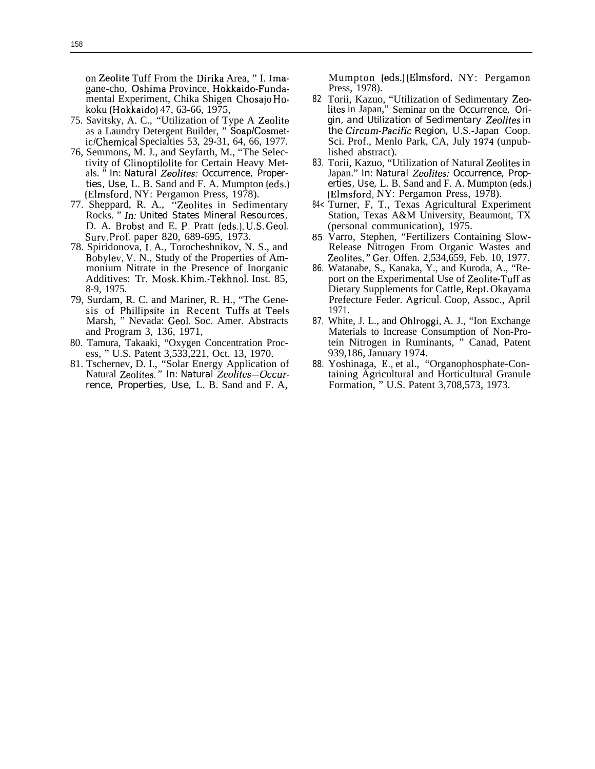on Zeolite Tuff From the Dirika Area, " I. Imagane-cho, Oshima Province, Hokkaido-Fundamental Experiment, Chika Shigen Chosajo Hokoku (Hokkaido) 47, 63-66, 1975,

75. Savitsky, A. C., "Utilization of Type A Zeolite as a Laundry Detergent Builder, " Soap/Cosmetic/Chemical Specialties 53, 29-31, 64, 66, 1977.
76. Semmons, M. J., and Seyfarth, M., "The Selectivity of Clinoptilolite for Certain Heavy Metals. " In: Natural *Zeolites:* Occurrence, Properties, Use, L. B. Sand and F. A. Mumpton (eds.) (Elmsford, NY: Pergamon Press, 1978).
77. Sheppard, R. A., "Zeolites in Sedimentary Rocks. " *In:* United States Mineral Resources, D. A. Brobst and E. P. Pratt (eds.), U.S. Geol. Surv. Prof. paper 820, 689-695, 1973.
78. Spiridonova, I. A., Torocheshnikov, N. S., and Bobylev, V. N., Study of the Properties of Ammonium Nitrate in the Presence of Inorganic Additives: Tr. Mosk. Khim.-Tekhnol. Inst. 85, 8-9, 1975.
79. Surdam, R. C. and Mariner, R. H., "The Genesis of Phillipsite in Recent Tuffs at Teels Marsh, " Nevada: Geol. Soc. Amer. Abstracts and Program 3, 136, 1971,
80. Tamura, Takaaki, "Oxygen Concentration Process, " U.S. Patent 3,533,221, Oct. 13, 1970.
81. Tschernev, D. I., "Solar Energy Application of Natural Zeolites. " In: Natural *Zeolites—Occurrence,* Properties, Use, L. B. Sand and F. A, Mumpton (eds.) (Elmsford, NY: Pergamon Press, 1978).
82. Torii, Kazuo, "Utilization of Sedimentary Zeolites in Japan," Seminar on the Occurrence, Origin, and Utilization of Sedimentary *Zeolites* in the *Circum-Pacific* Region, U.S.-Japan Coop. Sci. Prof., Menlo Park, CA, July 1974 (unpublished abstract).
83. Torii, Kazuo, "Utilization of Natural Zeolites in Japan." In: Natural *Zeolites:* Occurrence, Properties, Use, L. B. Sand and F. A. Mumpton (eds.) (Elmsford, NY: Pergamon Press, 1978).
84. Turner, F, T., Texas Agricultural Experiment Station, Texas A&M University, Beaumont, TX (personal communication), 1975.
85. Varro, Stephen, "Fertilizers Containing Slow-Release Nitrogen From Organic Wastes and Zeolites, " Ger. Offen. 2,534,659, Feb. 10, 1977.
86. Watanabe, S., Kanaka, Y., and Kuroda, A., "Report on the Experimental Use of Zeolite-Tuff as Dietary Supplements for Cattle, Rept. Okayama Prefecture Feder. Agricul. Coop, Assoc., April 1971.
87. White, J. L., and Ohlroggi, A. J., "Ion Exchange Materials to Increase Consumption of Non-Protein Nitrogen in Ruminants, " Canad, Patent 939,186, January 1974.
88. Yoshinaga, E., et al., "Organophosphate-Containing Agricultural and Horticultural Granule Formation, " U.S. Patent 3,708,573, 1973.